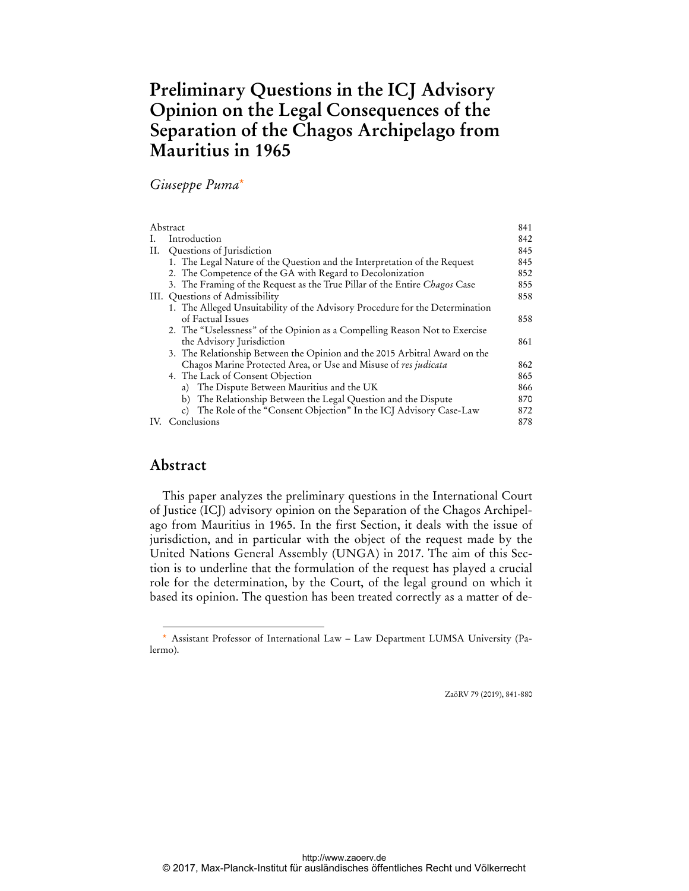# Preliminary Questions in the ICJ Advisory Opinion on the Legal Consequences of the Separation of the Chagos Archipelago from Mauritius in 1965

*Giuseppe Puma*[*]

| | | |
|---|---|---|
| Abstract | | 841 |
| I. | Introduction | 842 |
| II. | Questions of Jurisdiction | 845 |
| | 1. The Legal Nature of the Question and the Interpretation of the Request | 845 |
| | 2. The Competence of the GA with Regard to Decolonization | 852 |
| | 3. The Framing of the Request as the True Pillar of the Entire *Chagos* Case | 855 |
| III. | Questions of Admissibility | 858 |
| | 1. The Alleged Unsuitability of the Advisory Procedure for the Determination of Factual Issues | 858 |
| | 2. The "Uselessness" of the Opinion as a Compelling Reason Not to Exercise the Advisory Jurisdiction | 861 |
| | 3. The Relationship Between the Opinion and the 2015 Arbitral Award on the Chagos Marine Protected Area, or Use and Misuse of *res judicata* | 862 |
| | 4. The Lack of Consent Objection | 865 |
| | a) The Dispute Between Mauritius and the UK | 866 |
| | b) The Relationship Between the Legal Question and the Dispute | 870 |
| | c) The Role of the "Consent Objection" In the ICJ Advisory Case-Law | 872 |
| IV. | Conclusions | 878 |

## Abstract

This paper analyzes the preliminary questions in the International Court of Justice (ICJ) advisory opinion on the Separation of the Chagos Archipelago from Mauritius in 1965. In the first Section, it deals with the issue of jurisdiction, and in particular with the object of the request made by the United Nations General Assembly (UNGA) in 2017. The aim of this Section is to underline that the formulation of the request has played a crucial role for the determination, by the Court, of the legal ground on which it based its opinion. The question has been treated correctly as a matter of de-

---

[*] Assistant Professor of International Law – Law Department LUMSA University (Palermo).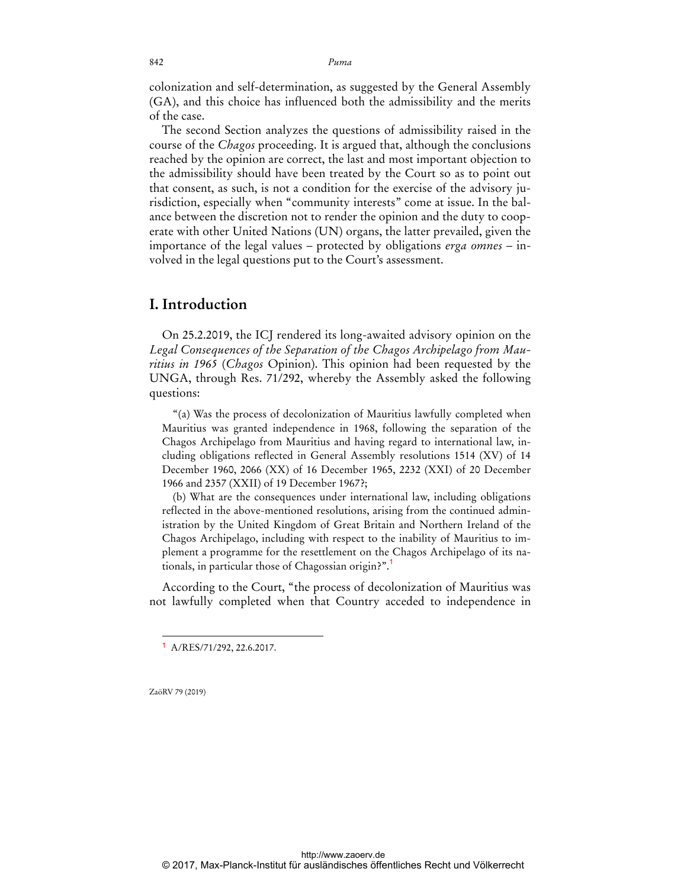colonization and self-determination, as suggested by the General Assembly (GA), and this choice has influenced both the admissibility and the merits of the case.

The second Section analyzes the questions of admissibility raised in the course of the *Chagos* proceeding. It is argued that, although the conclusions reached by the opinion are correct, the last and most important objection to the admissibility should have been treated by the Court so as to point out that consent, as such, is not a condition for the exercise of the advisory jurisdiction, especially when "community interests" come at issue. In the balance between the discretion not to render the opinion and the duty to cooperate with other United Nations (UN) organs, the latter prevailed, given the importance of the legal values – protected by obligations *erga omnes* – involved in the legal questions put to the Court's assessment.

## I. Introduction

On 25.2.2019, the ICJ rendered its long-awaited advisory opinion on the *Legal Consequences of the Separation of the Chagos Archipelago from Mauritius in 1965* (*Chagos* Opinion). This opinion had been requested by the UNGA, through Res. 71/292, whereby the Assembly asked the following questions:

> "(a) Was the process of decolonization of Mauritius lawfully completed when Mauritius was granted independence in 1968, following the separation of the Chagos Archipelago from Mauritius and having regard to international law, including obligations reflected in General Assembly resolutions 1514 (XV) of 14 December 1960, 2066 (XX) of 16 December 1965, 2232 (XXI) of 20 December 1966 and 2357 (XXII) of 19 December 1967?;
>
> (b) What are the consequences under international law, including obligations reflected in the above-mentioned resolutions, arising from the continued administration by the United Kingdom of Great Britain and Northern Ireland of the Chagos Archipelago, including with respect to the inability of Mauritius to implement a programme for the resettlement on the Chagos Archipelago of its nationals, in particular those of Chagossian origin?".[1]

According to the Court, "the process of decolonization of Mauritius was not lawfully completed when that Country acceded to independence in

[1] A/RES/71/292, 22.6.2017.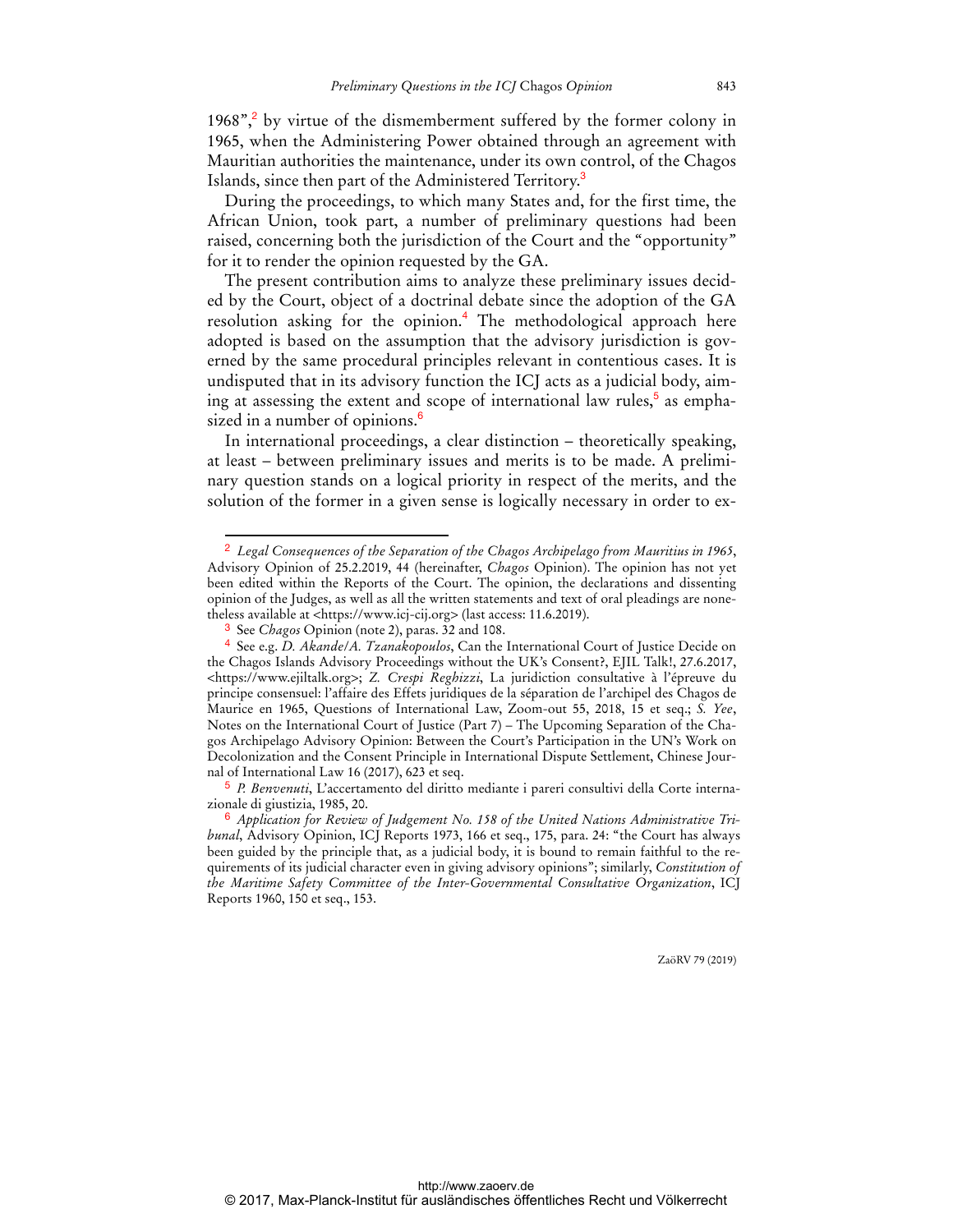1968",[2] by virtue of the dismemberment suffered by the former colony in 1965, when the Administering Power obtained through an agreement with Mauritian authorities the maintenance, under its own control, of the Chagos Islands, since then part of the Administered Territory.[3]

During the proceedings, to which many States and, for the first time, the African Union, took part, a number of preliminary questions had been raised, concerning both the jurisdiction of the Court and the "opportunity" for it to render the opinion requested by the GA.

The present contribution aims to analyze these preliminary issues decided by the Court, object of a doctrinal debate since the adoption of the GA resolution asking for the opinion.[4] The methodological approach here adopted is based on the assumption that the advisory jurisdiction is governed by the same procedural principles relevant in contentious cases. It is undisputed that in its advisory function the ICJ acts as a judicial body, aiming at assessing the extent and scope of international law rules,[5] as emphasized in a number of opinions.[6]

In international proceedings, a clear distinction – theoretically speaking, at least – between preliminary issues and merits is to be made. A preliminary question stands on a logical priority in respect of the merits, and the solution of the former in a given sense is logically necessary in order to ex-

---

[2] *Legal Consequences of the Separation of the Chagos Archipelago from Mauritius in 1965*, Advisory Opinion of 25.2.2019, 44 (hereinafter, *Chagos* Opinion). The opinion has not yet been edited within the Reports of the Court. The opinion, the declarations and dissenting opinion of the Judges, as well as all the written statements and text of oral pleadings are nonetheless available at <https://www.icj-cij.org> (last access: 11.6.2019).

[3] See *Chagos* Opinion (note 2), paras. 32 and 108.

[4] See e.g. *D. Akande/A. Tzanakopoulos*, Can the International Court of Justice Decide on the Chagos Islands Advisory Proceedings without the UK's Consent?, EJIL Talk!, 27.6.2017, <https://www.ejiltalk.org>; *Z. Crespi Reghizzi*, La juridiction consultative à l'épreuve du principe consensuel: l'affaire des Effets juridiques de la séparation de l'archipel des Chagos de Maurice en 1965, Questions of International Law, Zoom-out 55, 2018, 15 et seq.; *S. Yee*, Notes on the International Court of Justice (Part 7) – The Upcoming Separation of the Chagos Archipelago Advisory Opinion: Between the Court's Participation in the UN's Work on Decolonization and the Consent Principle in International Dispute Settlement, Chinese Journal of International Law 16 (2017), 623 et seq.

[5] *P. Benvenuti*, L'accertamento del diritto mediante i pareri consultivi della Corte internazionale di giustizia, 1985, 20.

[6] *Application for Review of Judgement No. 158 of the United Nations Administrative Tribunal*, Advisory Opinion, ICJ Reports 1973, 166 et seq., 175, para. 24: "the Court has always been guided by the principle that, as a judicial body, it is bound to remain faithful to the requirements of its judicial character even in giving advisory opinions"; similarly, *Constitution of the Maritime Safety Committee of the Inter-Governmental Consultative Organization*, ICJ Reports 1960, 150 et seq., 153.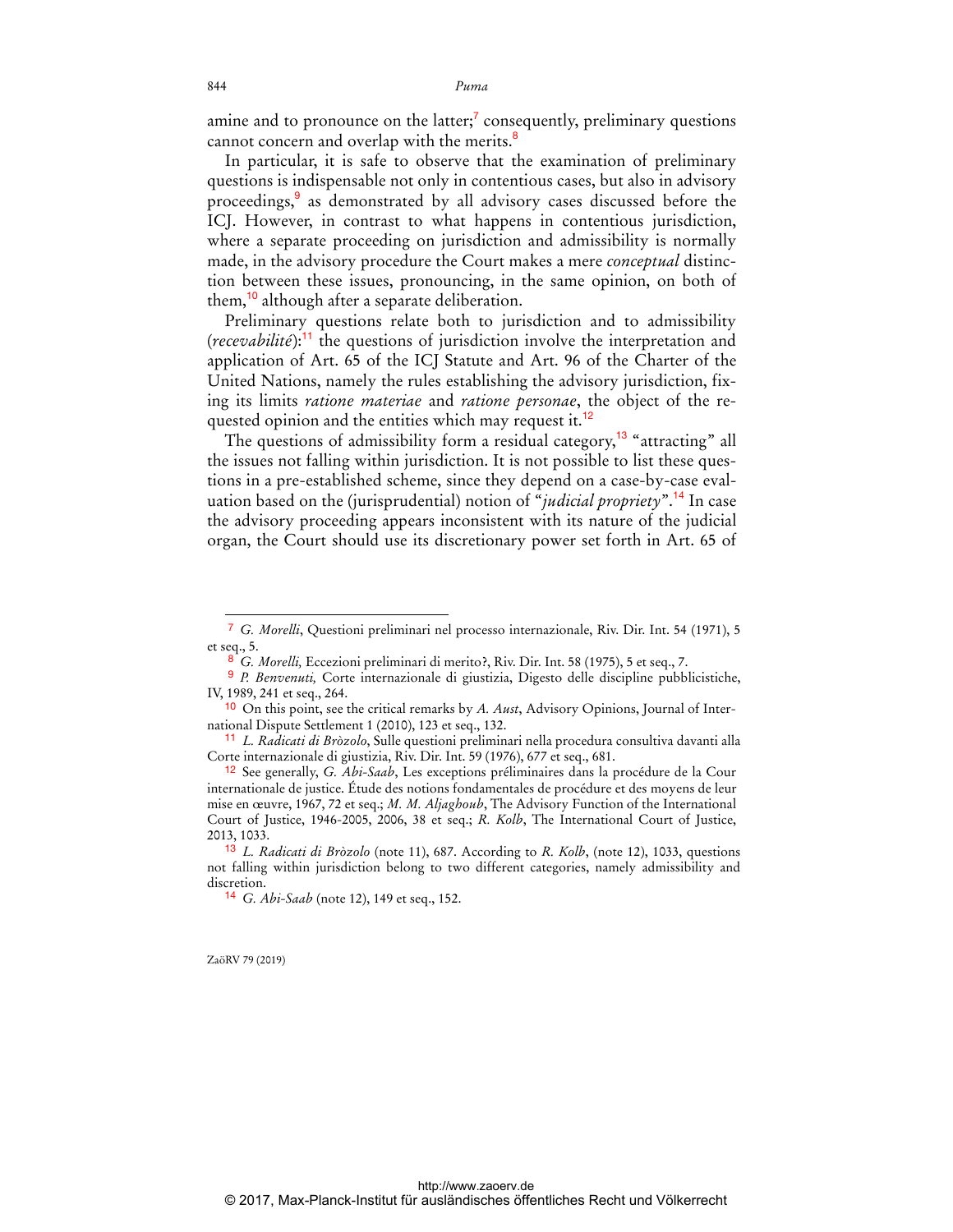amine and to pronounce on the latter;[7] consequently, preliminary questions cannot concern and overlap with the merits.[8]

In particular, it is safe to observe that the examination of preliminary questions is indispensable not only in contentious cases, but also in advisory proceedings,[9] as demonstrated by all advisory cases discussed before the ICJ. However, in contrast to what happens in contentious jurisdiction, where a separate proceeding on jurisdiction and admissibility is normally made, in the advisory procedure the Court makes a mere *conceptual* distinction between these issues, pronouncing, in the same opinion, on both of them,[10] although after a separate deliberation.

Preliminary questions relate both to jurisdiction and to admissibility (*recevabilité*):[11] the questions of jurisdiction involve the interpretation and application of Art. 65 of the ICJ Statute and Art. 96 of the Charter of the United Nations, namely the rules establishing the advisory jurisdiction, fixing its limits *ratione materiae* and *ratione personae*, the object of the requested opinion and the entities which may request it.[12]

The questions of admissibility form a residual category,[13] "attracting" all the issues not falling within jurisdiction. It is not possible to list these questions in a pre-established scheme, since they depend on a case-by-case evaluation based on the (jurisprudential) notion of "*judicial propriety*".[14] In case the advisory proceeding appears inconsistent with its nature of the judicial organ, the Court should use its discretionary power set forth in Art. 65 of

---

[7] *G. Morelli*, Questioni preliminari nel processo internazionale, Riv. Dir. Int. 54 (1971), 5 et seq., 5.

[8] *G. Morelli,* Eccezioni preliminari di merito?, Riv. Dir. Int. 58 (1975), 5 et seq., 7.

[9] *P. Benvenuti,* Corte internazionale di giustizia, Digesto delle discipline pubblicistiche, IV, 1989, 241 et seq., 264.

[10] On this point, see the critical remarks by *A. Aust*, Advisory Opinions, Journal of International Dispute Settlement 1 (2010), 123 et seq., 132.

[11] *L. Radicati di Bròzolo*, Sulle questioni preliminari nella procedura consultiva davanti alla Corte internazionale di giustizia, Riv. Dir. Int. 59 (1976), 677 et seq., 681.

[12] See generally, *G. Abi-Saab*, Les exceptions préliminaires dans la procédure de la Cour internationale de justice. Étude des notions fondamentales de procédure et des moyens de leur mise en œuvre, 1967, 72 et seq.; *M. M. Aljaghoub*, The Advisory Function of the International Court of Justice, 1946-2005, 2006, 38 et seq.; *R. Kolb*, The International Court of Justice, 2013, 1033.

[13] *L. Radicati di Bròzolo* (note 11), 687. According to *R. Kolb*, (note 12), 1033, questions not falling within jurisdiction belong to two different categories, namely admissibility and discretion.

[14] *G. Abi-Saab* (note 12), 149 et seq., 152.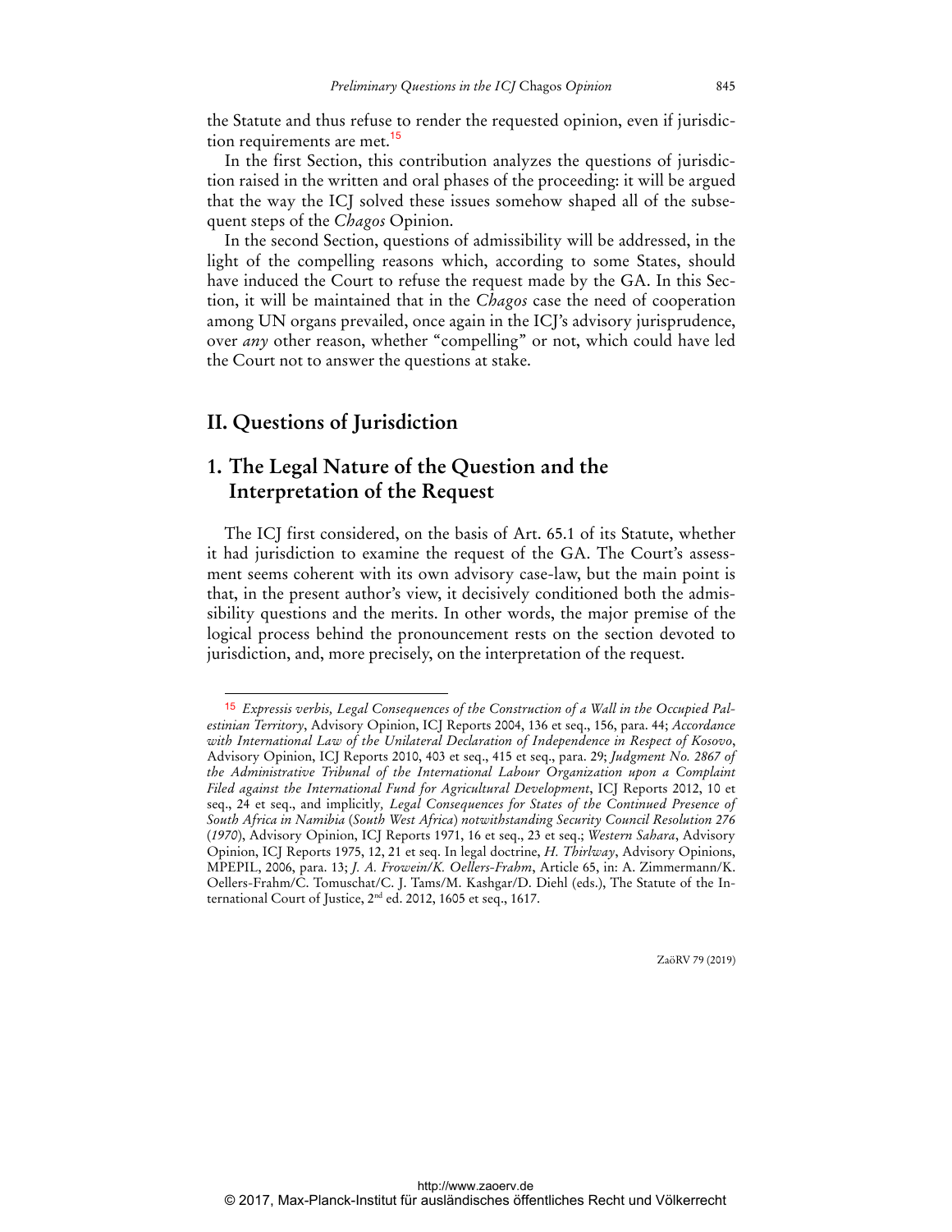the Statute and thus refuse to render the requested opinion, even if jurisdiction requirements are met.[15]

In the first Section, this contribution analyzes the questions of jurisdiction raised in the written and oral phases of the proceeding: it will be argued that the way the ICJ solved these issues somehow shaped all of the subsequent steps of the *Chagos* Opinion.

In the second Section, questions of admissibility will be addressed, in the light of the compelling reasons which, according to some States, should have induced the Court to refuse the request made by the GA. In this Section, it will be maintained that in the *Chagos* case the need of cooperation among UN organs prevailed, once again in the ICJ's advisory jurisprudence, over *any* other reason, whether "compelling" or not, which could have led the Court not to answer the questions at stake.

## II. Questions of Jurisdiction

### 1. The Legal Nature of the Question and the Interpretation of the Request

The ICJ first considered, on the basis of Art. 65.1 of its Statute, whether it had jurisdiction to examine the request of the GA. The Court's assessment seems coherent with its own advisory case-law, but the main point is that, in the present author's view, it decisively conditioned both the admissibility questions and the merits. In other words, the major premise of the logical process behind the pronouncement rests on the section devoted to jurisdiction, and, more precisely, on the interpretation of the request.

---

[15] *Expressis verbis, Legal Consequences of the Construction of a Wall in the Occupied Palestinian Territory*, Advisory Opinion, ICJ Reports 2004, 136 et seq., 156, para. 44; *Accordance with International Law of the Unilateral Declaration of Independence in Respect of Kosovo*, Advisory Opinion, ICJ Reports 2010, 403 et seq., 415 et seq., para. 29; *Judgment No. 2867 of the Administrative Tribunal of the International Labour Organization upon a Complaint Filed against the International Fund for Agricultural Development*, ICJ Reports 2012, 10 et seq., 24 et seq., and implicitly, *Legal Consequences for States of the Continued Presence of South Africa in Namibia (South West Africa) notwithstanding Security Council Resolution 276 (1970)*, Advisory Opinion, ICJ Reports 1971, 16 et seq., 23 et seq.; *Western Sahara*, Advisory Opinion, ICJ Reports 1975, 12, 21 et seq. In legal doctrine, *H. Thirlway*, Advisory Opinions, MPEPIL, 2006, para. 13; *J. A. Frowein/K. Oellers-Frahm*, Article 65, in: A. Zimmermann/K. Oellers-Frahm/C. Tomuschat/C. J. Tams/M. Kashgar/D. Diehl (eds.), The Statute of the International Court of Justice, 2nd ed. 2012, 1605 et seq., 1617.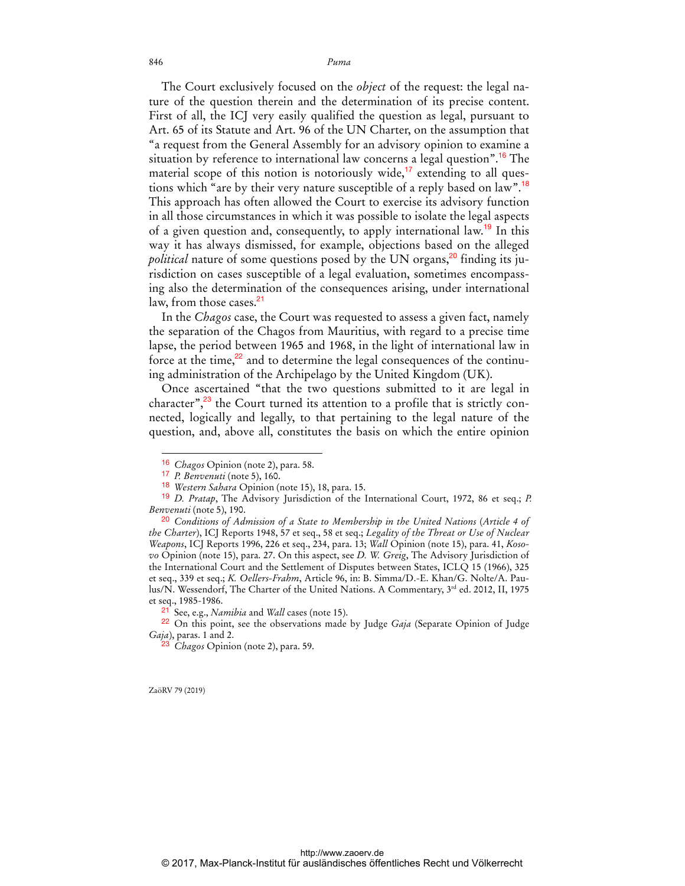The Court exclusively focused on the *object* of the request: the legal nature of the question therein and the determination of its precise content. First of all, the ICJ very easily qualified the question as legal, pursuant to Art. 65 of its Statute and Art. 96 of the UN Charter, on the assumption that "a request from the General Assembly for an advisory opinion to examine a situation by reference to international law concerns a legal question".[16] The material scope of this notion is notoriously wide,[17] extending to all questions which "are by their very nature susceptible of a reply based on law".[18] This approach has often allowed the Court to exercise its advisory function in all those circumstances in which it was possible to isolate the legal aspects of a given question and, consequently, to apply international law.[19] In this way it has always dismissed, for example, objections based on the alleged *political* nature of some questions posed by the UN organs,[20] finding its jurisdiction on cases susceptible of a legal evaluation, sometimes encompassing also the determination of the consequences arising, under international law, from those cases.[21]

In the *Chagos* case, the Court was requested to assess a given fact, namely the separation of the Chagos from Mauritius, with regard to a precise time lapse, the period between 1965 and 1968, in the light of international law in force at the time,[22] and to determine the legal consequences of the continuing administration of the Archipelago by the United Kingdom (UK).

Once ascertained "that the two questions submitted to it are legal in character",[23] the Court turned its attention to a profile that is strictly connected, logically and legally, to that pertaining to the legal nature of the question, and, above all, constitutes the basis on which the entire opinion

---

[16] *Chagos* Opinion (note 2), para. 58.

[17] *P. Benvenuti* (note 5), 160.

[18] *Western Sahara* Opinion (note 15), 18, para. 15.

[19] *D. Pratap*, The Advisory Jurisdiction of the International Court, 1972, 86 et seq.; *P. Benvenuti* (note 5), 190.

[20] *Conditions of Admission of a State to Membership in the United Nations* (*Article 4 of the Charter*), ICJ Reports 1948, 57 et seq., 58 et seq.; *Legality of the Threat or Use of Nuclear Weapons*, ICJ Reports 1996, 226 et seq., 234, para. 13; *Wall* Opinion (note 15), para. 41, *Kosovo* Opinion (note 15), para. 27. On this aspect, see *D. W. Greig*, The Advisory Jurisdiction of the International Court and the Settlement of Disputes between States, ICLQ 15 (1966), 325 et seq., 339 et seq.; *K. Oellers-Frahm*, Article 96, in: B. Simma/D.-E. Khan/G. Nolte/A. Paulus/N. Wessendorf, The Charter of the United Nations. A Commentary, 3rd ed. 2012, II, 1975 et seq., 1985-1986.

[21] See, e.g., *Namibia* and *Wall* cases (note 15).

[22] On this point, see the observations made by Judge *Gaja* (Separate Opinion of Judge *Gaja*), paras. 1 and 2.

[23] *Chagos* Opinion (note 2), para. 59.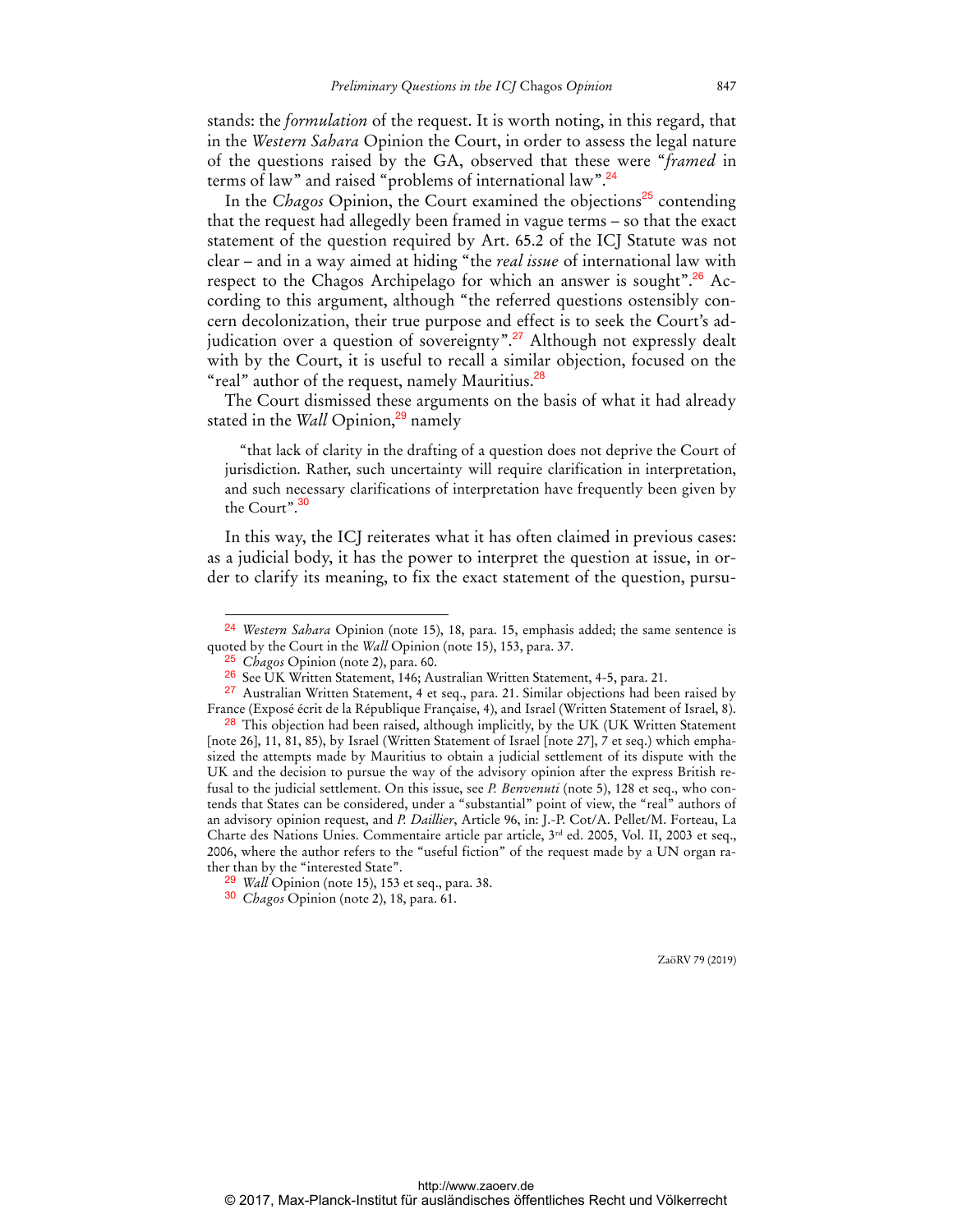stands: the *formulation* of the request. It is worth noting, in this regard, that in the *Western Sahara* Opinion the Court, in order to assess the legal nature of the questions raised by the GA, observed that these were "*framed* in terms of law" and raised "problems of international law".[24]

In the *Chagos* Opinion, the Court examined the objections[25] contending that the request had allegedly been framed in vague terms – so that the exact statement of the question required by Art. 65.2 of the ICJ Statute was not clear – and in a way aimed at hiding "the *real issue* of international law with respect to the Chagos Archipelago for which an answer is sought".[26] According to this argument, although "the referred questions ostensibly concern decolonization, their true purpose and effect is to seek the Court's adjudication over a question of sovereignty".[27] Although not expressly dealt with by the Court, it is useful to recall a similar objection, focused on the "real" author of the request, namely Mauritius.[28]

The Court dismissed these arguments on the basis of what it had already stated in the *Wall* Opinion,[29] namely

> "that lack of clarity in the drafting of a question does not deprive the Court of jurisdiction. Rather, such uncertainty will require clarification in interpretation, and such necessary clarifications of interpretation have frequently been given by the Court".[30]

In this way, the ICJ reiterates what it has often claimed in previous cases: as a judicial body, it has the power to interpret the question at issue, in order to clarify its meaning, to fix the exact statement of the question, pursu-

---

[24] *Western Sahara* Opinion (note 15), 18, para. 15, emphasis added; the same sentence is quoted by the Court in the *Wall* Opinion (note 15), 153, para. 37.

[25] *Chagos* Opinion (note 2), para. 60.

[26] See UK Written Statement, 146; Australian Written Statement, 4-5, para. 21.

[27] Australian Written Statement, 4 et seq., para. 21. Similar objections had been raised by France (Exposé écrit de la République Française, 4), and Israel (Written Statement of Israel, 8).

[28] This objection had been raised, although implicitly, by the UK (UK Written Statement [note 26], 11, 81, 85), by Israel (Written Statement of Israel [note 27], 7 et seq.) which emphasized the attempts made by Mauritius to obtain a judicial settlement of its dispute with the UK and the decision to pursue the way of the advisory opinion after the express British refusal to the judicial settlement. On this issue, see *P. Benvenuti* (note 5), 128 et seq., who contends that States can be considered, under a "substantial" point of view, the "real" authors of an advisory opinion request, and *P. Daillier*, Article 96, in: J.-P. Cot/A. Pellet/M. Forteau, La Charte des Nations Unies. Commentaire article par article, 3rd ed. 2005, Vol. II, 2003 et seq., 2006, where the author refers to the "useful fiction" of the request made by a UN organ rather than by the "interested State".

[29] *Wall* Opinion (note 15), 153 et seq., para. 38.

[30] *Chagos* Opinion (note 2), 18, para. 61.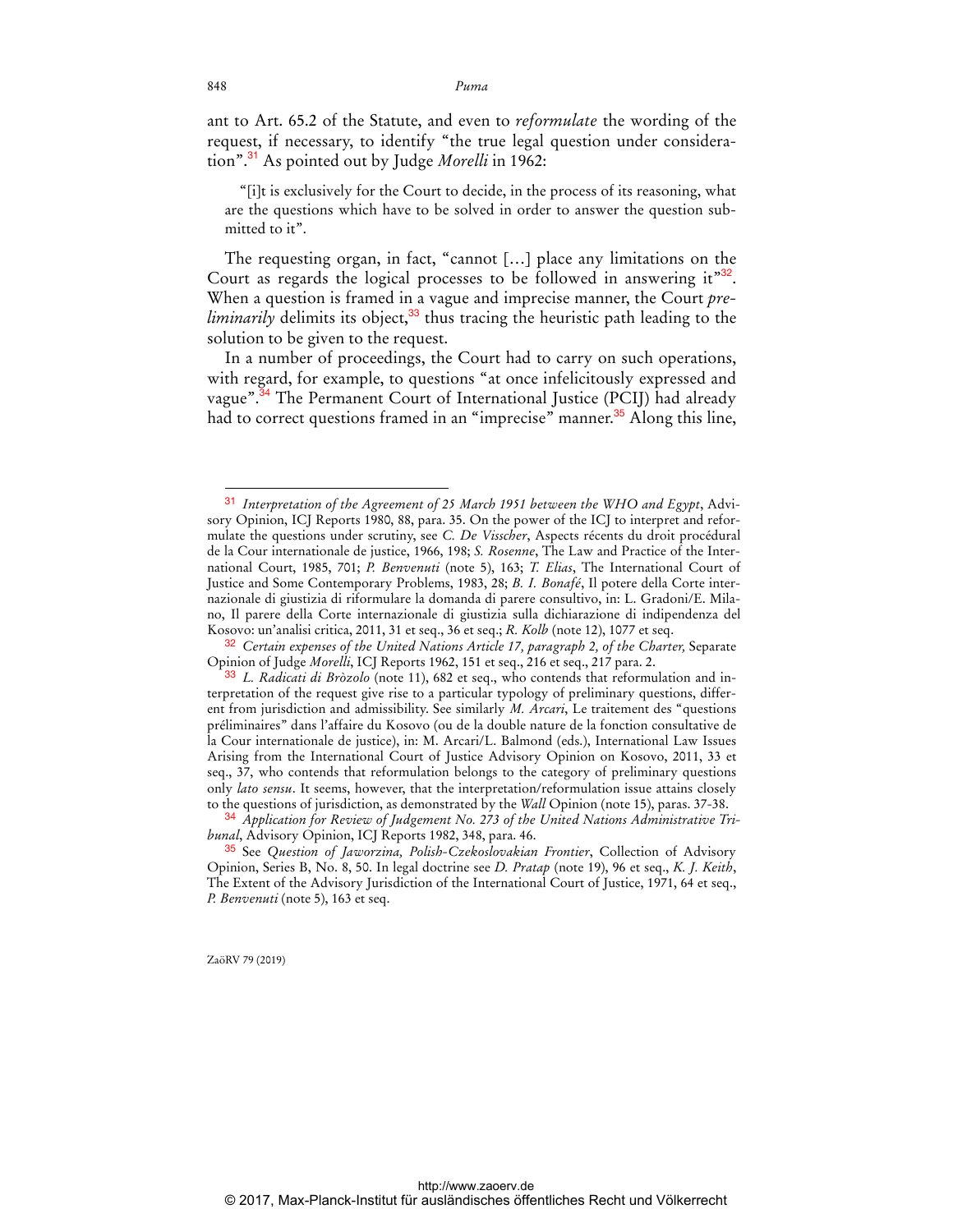ant to Art. 65.2 of the Statute, and even to *reformulate* the wording of the request, if necessary, to identify "the true legal question under consideration".[31] As pointed out by Judge *Morelli* in 1962:

> "[i]t is exclusively for the Court to decide, in the process of its reasoning, what are the questions which have to be solved in order to answer the question submitted to it".

The requesting organ, in fact, "cannot […] place any limitations on the Court as regards the logical processes to be followed in answering it"[32]. When a question is framed in a vague and imprecise manner, the Court *preliminarily* delimits its object,[33] thus tracing the heuristic path leading to the solution to be given to the request.

In a number of proceedings, the Court had to carry on such operations, with regard, for example, to questions "at once infelicitously expressed and vague".[34] The Permanent Court of International Justice (PCIJ) had already had to correct questions framed in an "imprecise" manner.[35] Along this line,

---

[31] *Interpretation of the Agreement of 25 March 1951 between the WHO and Egypt*, Advisory Opinion, ICJ Reports 1980, 88, para. 35. On the power of the ICJ to interpret and reformulate the questions under scrutiny, see *C. De Visscher*, Aspects récents du droit procédural de la Cour internationale de justice, 1966, 198; *S. Rosenne*, The Law and Practice of the International Court, 1985, 701; *P. Benvenuti* (note 5), 163; *T. Elias*, The International Court of Justice and Some Contemporary Problems, 1983, 28; *B. I. Bonafé*, Il potere della Corte internazionale di giustizia di riformulare la domanda di parere consultivo, in: L. Gradoni/E. Milano, Il parere della Corte internazionale di giustizia sulla dichiarazione di indipendenza del Kosovo: un'analisi critica, 2011, 31 et seq., 36 et seq.; *R. Kolb* (note 12), 1077 et seq.

[32] *Certain expenses of the United Nations Article 17, paragraph 2, of the Charter,* Separate Opinion of Judge *Morelli*, ICJ Reports 1962, 151 et seq., 216 et seq., 217 para. 2.

[33] *L. Radicati di Bròzolo* (note 11), 682 et seq., who contends that reformulation and interpretation of the request give rise to a particular typology of preliminary questions, different from jurisdiction and admissibility. See similarly *M. Arcari*, Le traitement des "questions préliminaires" dans l'affaire du Kosovo (ou de la double nature de la fonction consultative de la Cour internationale de justice), in: M. Arcari/L. Balmond (eds.), International Law Issues Arising from the International Court of Justice Advisory Opinion on Kosovo, 2011, 33 et seq., 37, who contends that reformulation belongs to the category of preliminary questions only *lato sensu*. It seems, however, that the interpretation/reformulation issue attains closely to the questions of jurisdiction, as demonstrated by the *Wall* Opinion (note 15), paras. 37-38.

[34] *Application for Review of Judgement No. 273 of the United Nations Administrative Tribunal*, Advisory Opinion, ICJ Reports 1982, 348, para. 46.

[35] See *Question of Jaworzina, Polish-Czekoslovakian Frontier*, Collection of Advisory Opinion, Series B, No. 8, 50. In legal doctrine see *D. Pratap* (note 19), 96 et seq., *K. J. Keith*, The Extent of the Advisory Jurisdiction of the International Court of Justice, 1971, 64 et seq., *P. Benvenuti* (note 5), 163 et seq.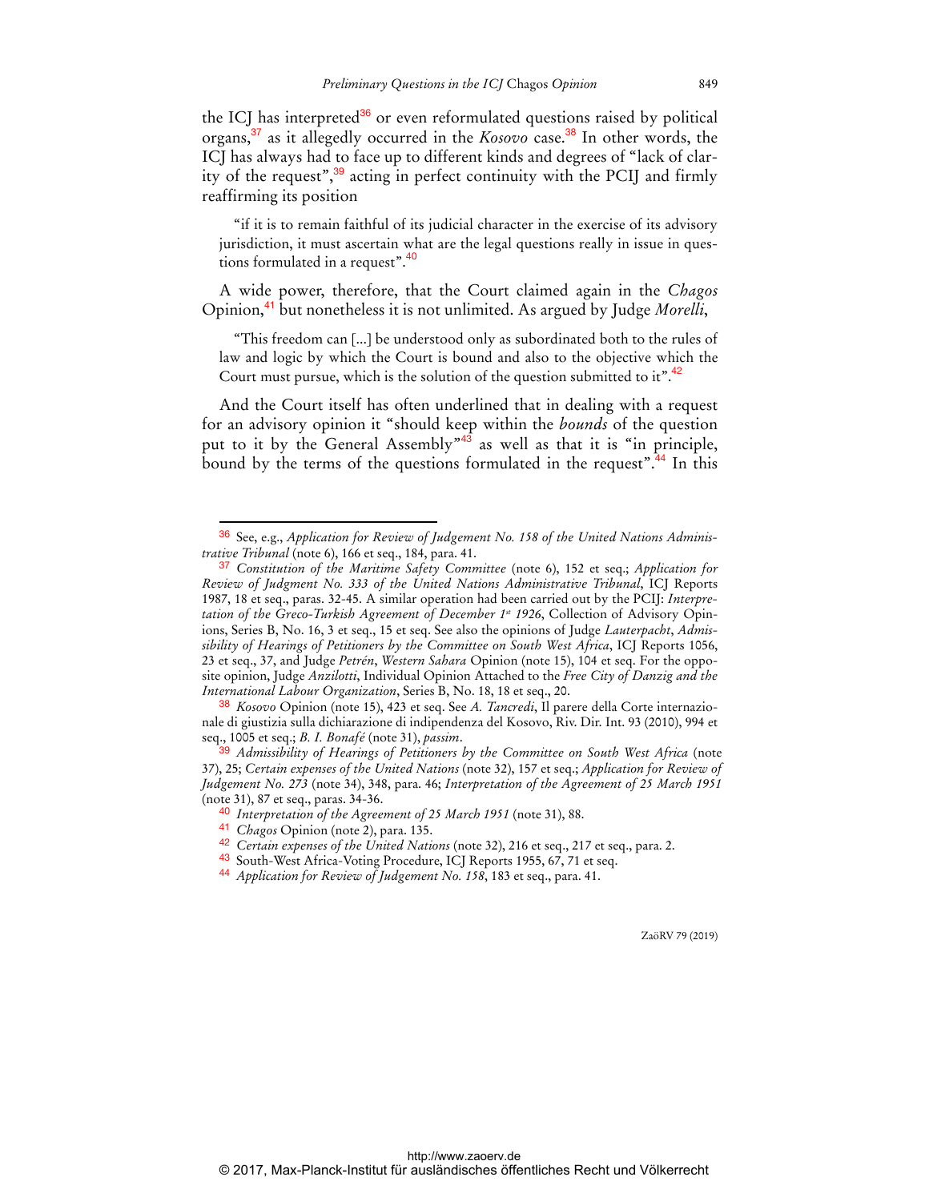the ICJ has interpreted[36] or even reformulated questions raised by political organs,[37] as it allegedly occurred in the *Kosovo* case.[38] In other words, the ICJ has always had to face up to different kinds and degrees of "lack of clarity of the request",[39] acting in perfect continuity with the PCIJ and firmly reaffirming its position

> "if it is to remain faithful of its judicial character in the exercise of its advisory jurisdiction, it must ascertain what are the legal questions really in issue in questions formulated in a request".[40]

A wide power, therefore, that the Court claimed again in the *Chagos* Opinion,[41] but nonetheless it is not unlimited. As argued by Judge *Morelli*,

> "This freedom can [...] be understood only as subordinated both to the rules of law and logic by which the Court is bound and also to the objective which the Court must pursue, which is the solution of the question submitted to it".[42]

And the Court itself has often underlined that in dealing with a request for an advisory opinion it "should keep within the *bounds* of the question put to it by the General Assembly"[43] as well as that it is "in principle, bound by the terms of the questions formulated in the request".[44] In this

---

[36] See, e.g., *Application for Review of Judgement No. 158 of the United Nations Administrative Tribunal* (note 6), 166 et seq., 184, para. 41.

[37] *Constitution of the Maritime Safety Committee* (note 6), 152 et seq.; *Application for Review of Judgment No. 333 of the United Nations Administrative Tribunal*, ICJ Reports 1987, 18 et seq., paras. 32-45. A similar operation had been carried out by the PCIJ: *Interpretation of the Greco-Turkish Agreement of December 1st 1926*, Collection of Advisory Opinions, Series B, No. 16, 3 et seq., 15 et seq. See also the opinions of Judge *Lauterpacht*, *Admissibility of Hearings of Petitioners by the Committee on South West Africa*, ICJ Reports 1056, 23 et seq., 37, and Judge *Petrén*, *Western Sahara* Opinion (note 15), 104 et seq. For the opposite opinion, Judge *Anzilotti*, Individual Opinion Attached to the *Free City of Danzig and the International Labour Organization*, Series B, No. 18, 18 et seq., 20.

[38] *Kosovo* Opinion (note 15), 423 et seq. See *A. Tancredi*, Il parere della Corte internazionale di giustizia sulla dichiarazione di indipendenza del Kosovo, Riv. Dir. Int. 93 (2010), 994 et seq., 1005 et seq.; *B. I. Bonafé* (note 31), *passim*.

[39] *Admissibility of Hearings of Petitioners by the Committee on South West Africa* (note 37), 25; *Certain expenses of the United Nations* (note 32), 157 et seq.; *Application for Review of Judgement No. 273* (note 34), 348, para. 46; *Interpretation of the Agreement of 25 March 1951* (note 31), 87 et seq., paras. 34-36.

[40] *Interpretation of the Agreement of 25 March 1951* (note 31), 88.

[41] *Chagos* Opinion (note 2), para. 135.

[42] *Certain expenses of the United Nations* (note 32), 216 et seq., 217 et seq., para. 2.

[43] South-West Africa-Voting Procedure, ICJ Reports 1955, 67, 71 et seq.

[44] *Application for Review of Judgement No. 158*, 183 et seq., para. 41.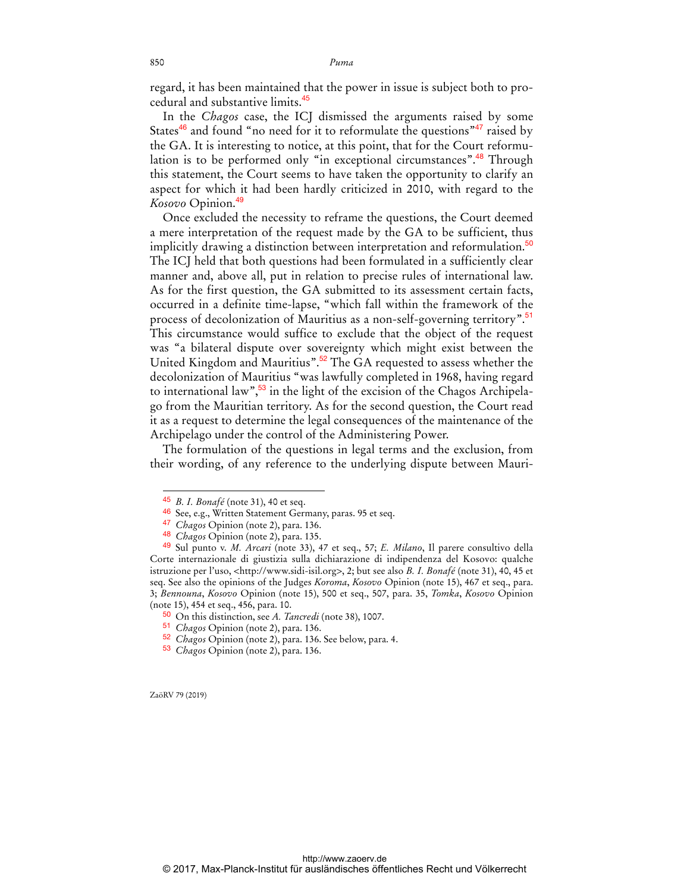regard, it has been maintained that the power in issue is subject both to procedural and substantive limits.[45]

In the *Chagos* case, the ICJ dismissed the arguments raised by some States[46] and found "no need for it to reformulate the questions"[47] raised by the GA. It is interesting to notice, at this point, that for the Court reformulation is to be performed only "in exceptional circumstances".[48] Through this statement, the Court seems to have taken the opportunity to clarify an aspect for which it had been hardly criticized in 2010, with regard to the *Kosovo* Opinion.[49]

Once excluded the necessity to reframe the questions, the Court deemed a mere interpretation of the request made by the GA to be sufficient, thus implicitly drawing a distinction between interpretation and reformulation.[50] The ICJ held that both questions had been formulated in a sufficiently clear manner and, above all, put in relation to precise rules of international law. As for the first question, the GA submitted to its assessment certain facts, occurred in a definite time-lapse, "which fall within the framework of the process of decolonization of Mauritius as a non-self-governing territory".[51] This circumstance would suffice to exclude that the object of the request was "a bilateral dispute over sovereignty which might exist between the United Kingdom and Mauritius".[52] The GA requested to assess whether the decolonization of Mauritius "was lawfully completed in 1968, having regard to international law",[53] in the light of the excision of the Chagos Archipelago from the Mauritian territory. As for the second question, the Court read it as a request to determine the legal consequences of the maintenance of the Archipelago under the control of the Administering Power.

The formulation of the questions in legal terms and the exclusion, from their wording, of any reference to the underlying dispute between Mauri-

---

[45] *B. I. Bonafé* (note 31), 40 et seq.

[46] See, e.g., Written Statement Germany, paras. 95 et seq.

[47] *Chagos* Opinion (note 2), para. 136.

[48] *Chagos* Opinion (note 2), para. 135.

[49] Sul punto v. *M. Arcari* (note 33), 47 et seq., 57; *E. Milano*, Il parere consultivo della Corte internazionale di giustizia sulla dichiarazione di indipendenza del Kosovo: qualche istruzione per l'uso, <http://www.sidi-isil.org>, 2; but see also *B. I. Bonafé* (note 31), 40, 45 et seq. See also the opinions of the Judges *Koroma*, *Kosovo* Opinion (note 15), 467 et seq., para. 3; *Bennouna*, *Kosovo* Opinion (note 15), 500 et seq., 507, para. 35, *Tomka*, *Kosovo* Opinion (note 15), 454 et seq., 456, para. 10.

[50] On this distinction, see *A. Tancredi* (note 38), 1007.

[51] *Chagos* Opinion (note 2), para. 136.

[52] *Chagos* Opinion (note 2), para. 136. See below, para. 4.

[53] *Chagos* Opinion (note 2), para. 136.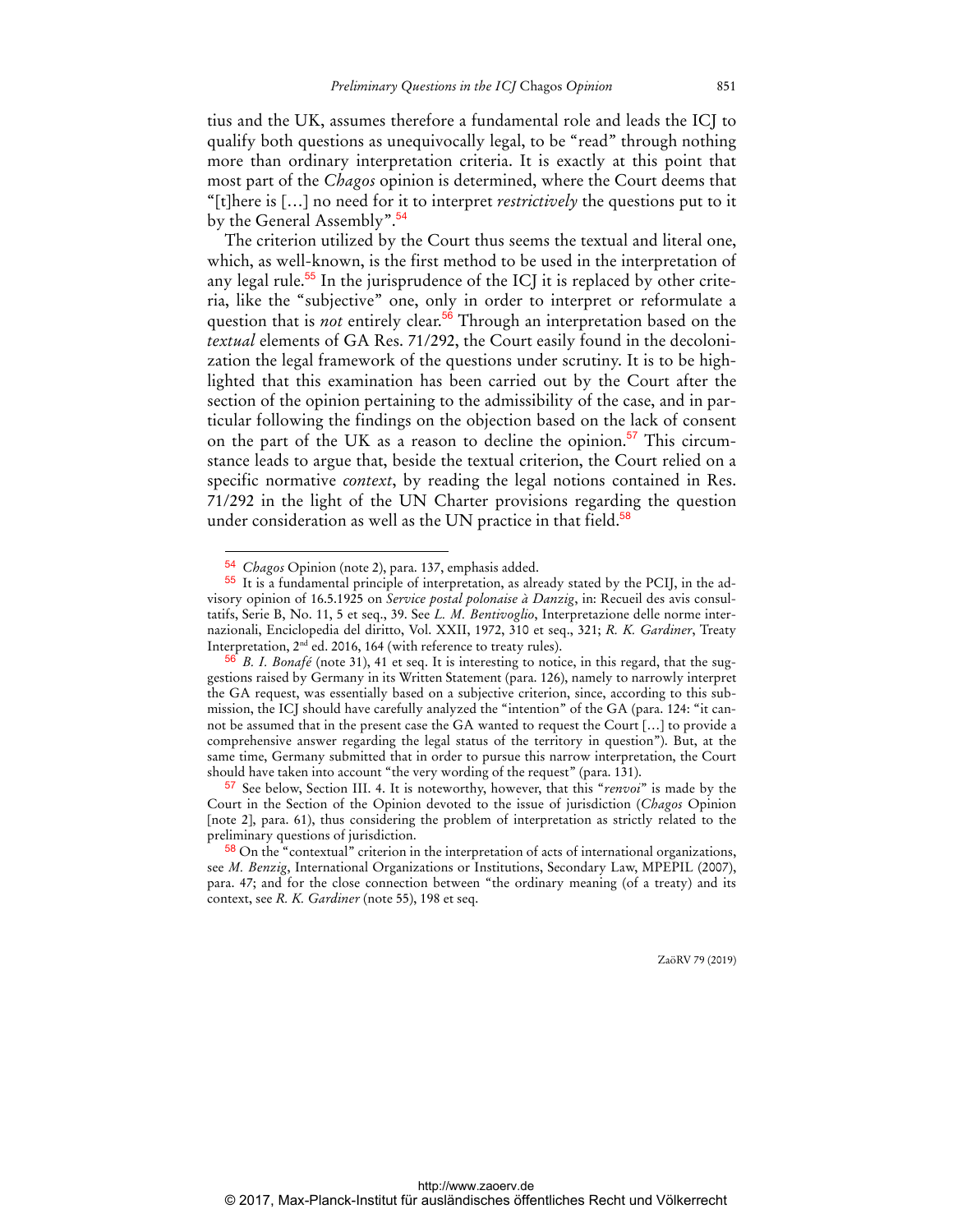tius and the UK, assumes therefore a fundamental role and leads the ICJ to qualify both questions as unequivocally legal, to be "read" through nothing more than ordinary interpretation criteria. It is exactly at this point that most part of the *Chagos* opinion is determined, where the Court deems that "[t]here is […] no need for it to interpret *restrictively* the questions put to it by the General Assembly".[54]

The criterion utilized by the Court thus seems the textual and literal one, which, as well-known, is the first method to be used in the interpretation of any legal rule.[55] In the jurisprudence of the ICJ it is replaced by other criteria, like the "subjective" one, only in order to interpret or reformulate a question that is *not* entirely clear.[56] Through an interpretation based on the *textual* elements of GA Res. 71/292, the Court easily found in the decolonization the legal framework of the questions under scrutiny. It is to be highlighted that this examination has been carried out by the Court after the section of the opinion pertaining to the admissibility of the case, and in particular following the findings on the objection based on the lack of consent on the part of the UK as a reason to decline the opinion.[57] This circumstance leads to argue that, beside the textual criterion, the Court relied on a specific normative *context*, by reading the legal notions contained in Res. 71/292 in the light of the UN Charter provisions regarding the question under consideration as well as the UN practice in that field.[58]

---

[54] *Chagos* Opinion (note 2), para. 137, emphasis added.

[55] It is a fundamental principle of interpretation, as already stated by the PCIJ, in the advisory opinion of 16.5.1925 on *Service postal polonaise à Danzig*, in: Recueil des avis consultatifs, Serie B, No. 11, 5 et seq., 39. See *L. M. Bentivoglio*, Interpretazione delle norme internazionali, Enciclopedia del diritto, Vol. XXII, 1972, 310 et seq., 321; *R. K. Gardiner*, Treaty Interpretation, 2nd ed. 2016, 164 (with reference to treaty rules).

[56] *B. I. Bonafé* (note 31), 41 et seq. It is interesting to notice, in this regard, that the suggestions raised by Germany in its Written Statement (para. 126), namely to narrowly interpret the GA request, was essentially based on a subjective criterion, since, according to this submission, the ICJ should have carefully analyzed the "intention" of the GA (para. 124: "it cannot be assumed that in the present case the GA wanted to request the Court […] to provide a comprehensive answer regarding the legal status of the territory in question"). But, at the same time, Germany submitted that in order to pursue this narrow interpretation, the Court should have taken into account "the very wording of the request" (para. 131).

[57] See below, Section III. 4. It is noteworthy, however, that this "*renvoi*" is made by the Court in the Section of the Opinion devoted to the issue of jurisdiction (*Chagos* Opinion [note 2], para. 61), thus considering the problem of interpretation as strictly related to the preliminary questions of jurisdiction.

[58] On the "contextual" criterion in the interpretation of acts of international organizations, see *M. Benzig*, International Organizations or Institutions, Secondary Law, MPEPIL (2007), para. 47; and for the close connection between "the ordinary meaning (of a treaty) and its context, see *R. K. Gardiner* (note 55), 198 et seq.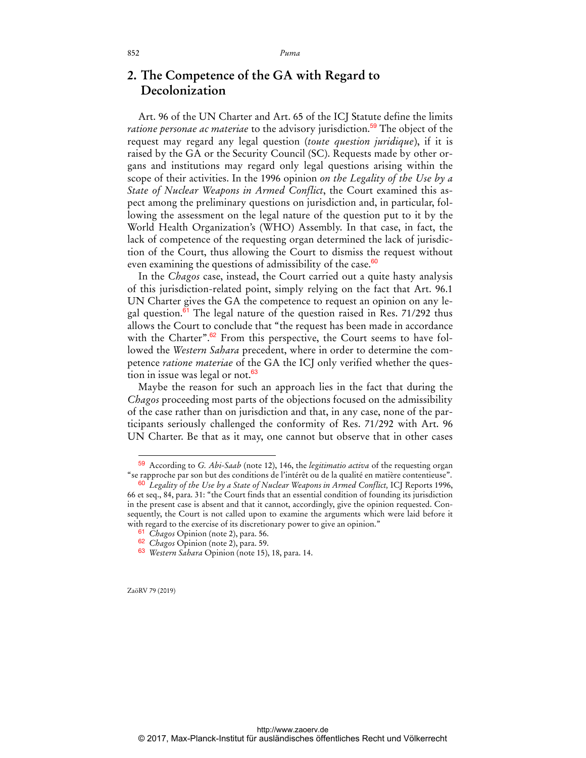## 2. The Competence of the GA with Regard to Decolonization

Art. 96 of the UN Charter and Art. 65 of the ICJ Statute define the limits *ratione personae ac materiae* to the advisory jurisdiction.[59] The object of the request may regard any legal question (*toute question juridique*), if it is raised by the GA or the Security Council (SC). Requests made by other organs and institutions may regard only legal questions arising within the scope of their activities. In the 1996 opinion *on the Legality of the Use by a State of Nuclear Weapons in Armed Conflict*, the Court examined this aspect among the preliminary questions on jurisdiction and, in particular, following the assessment on the legal nature of the question put to it by the World Health Organization's (WHO) Assembly. In that case, in fact, the lack of competence of the requesting organ determined the lack of jurisdiction of the Court, thus allowing the Court to dismiss the request without even examining the questions of admissibility of the case.[60]

In the *Chagos* case, instead, the Court carried out a quite hasty analysis of this jurisdiction-related point, simply relying on the fact that Art. 96.1 UN Charter gives the GA the competence to request an opinion on any legal question.[61] The legal nature of the question raised in Res. 71/292 thus allows the Court to conclude that "the request has been made in accordance with the Charter".[62] From this perspective, the Court seems to have followed the *Western Sahara* precedent, where in order to determine the competence *ratione materiae* of the GA the ICJ only verified whether the question in issue was legal or not.[63]

Maybe the reason for such an approach lies in the fact that during the *Chagos* proceeding most parts of the objections focused on the admissibility of the case rather than on jurisdiction and that, in any case, none of the participants seriously challenged the conformity of Res. 71/292 with Art. 96 UN Charter. Be that as it may, one cannot but observe that in other cases

---

[59] According to *G. Abi-Saab* (note 12), 146, the *legitimatio activa* of the requesting organ "se rapproche par son but des conditions de l'intérêt ou de la qualité en matière contentieuse".

[60] *Legality of the Use by a State of Nuclear Weapons in Armed Conflict,* ICJ Reports 1996, 66 et seq., 84, para. 31: "the Court finds that an essential condition of founding its jurisdiction in the present case is absent and that it cannot, accordingly, give the opinion requested. Consequently, the Court is not called upon to examine the arguments which were laid before it with regard to the exercise of its discretionary power to give an opinion."

[61] *Chagos* Opinion (note 2), para. 56.

[62] *Chagos* Opinion (note 2), para. 59.

[63] *Western Sahara* Opinion (note 15), 18, para. 14.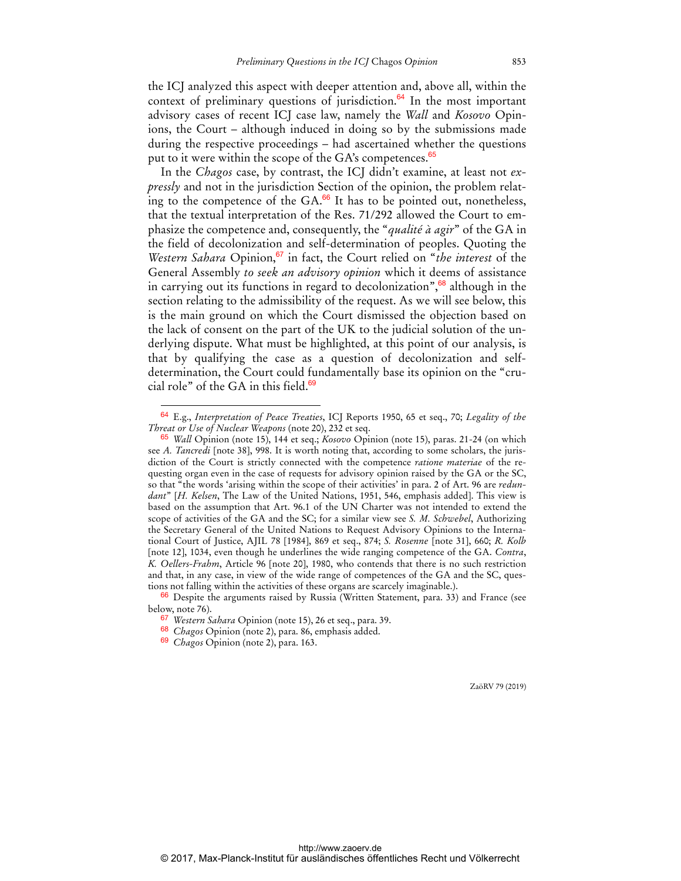the ICJ analyzed this aspect with deeper attention and, above all, within the context of preliminary questions of jurisdiction.[64] In the most important advisory cases of recent ICJ case law, namely the *Wall* and *Kosovo* Opinions, the Court – although induced in doing so by the submissions made during the respective proceedings – had ascertained whether the questions put to it were within the scope of the GA's competences.[65]

In the *Chagos* case, by contrast, the ICJ didn't examine, at least not *expressly* and not in the jurisdiction Section of the opinion, the problem relating to the competence of the GA.[66] It has to be pointed out, nonetheless, that the textual interpretation of the Res. 71/292 allowed the Court to emphasize the competence and, consequently, the "*qualité à agir*" of the GA in the field of decolonization and self-determination of peoples. Quoting the *Western Sahara* Opinion,[67] in fact, the Court relied on "*the interest* of the General Assembly *to seek an advisory opinion* which it deems of assistance in carrying out its functions in regard to decolonization",[68] although in the section relating to the admissibility of the request. As we will see below, this is the main ground on which the Court dismissed the objection based on the lack of consent on the part of the UK to the judicial solution of the underlying dispute. What must be highlighted, at this point of our analysis, is that by qualifying the case as a question of decolonization and self-determination, the Court could fundamentally base its opinion on the "crucial role" of the GA in this field.[69]

---

[64] E.g., *Interpretation of Peace Treaties*, ICJ Reports 1950, 65 et seq., 70; *Legality of the Threat or Use of Nuclear Weapons* (note 20), 232 et seq.

[65] *Wall* Opinion (note 15), 144 et seq.; *Kosovo* Opinion (note 15), paras. 21-24 (on which see *A. Tancredi* [note 38], 998. It is worth noting that, according to some scholars, the jurisdiction of the Court is strictly connected with the competence *ratione materiae* of the requesting organ even in the case of requests for advisory opinion raised by the GA or the SC, so that "the words 'arising within the scope of their activities' in para. 2 of Art. 96 are *redundant*" [*H. Kelsen*, The Law of the United Nations, 1951, 546, emphasis added]. This view is based on the assumption that Art. 96.1 of the UN Charter was not intended to extend the scope of activities of the GA and the SC; for a similar view see *S. M. Schwebel*, Authorizing the Secretary General of the United Nations to Request Advisory Opinions to the International Court of Justice, AJIL 78 [1984], 869 et seq., 874; *S. Rosenne* [note 31], 660; *R. Kolb* [note 12], 1034, even though he underlines the wide ranging competence of the GA. *Contra*, *K. Oellers-Frahm*, Article 96 [note 20], 1980, who contends that there is no such restriction and that, in any case, in view of the wide range of competences of the GA and the SC, questions not falling within the activities of these organs are scarcely imaginable.).

[66] Despite the arguments raised by Russia (Written Statement, para. 33) and France (see below, note 76).

[67] *Western Sahara* Opinion (note 15), 26 et seq., para. 39.

[68] *Chagos* Opinion (note 2), para. 86, emphasis added.

[69] *Chagos* Opinion (note 2), para. 163.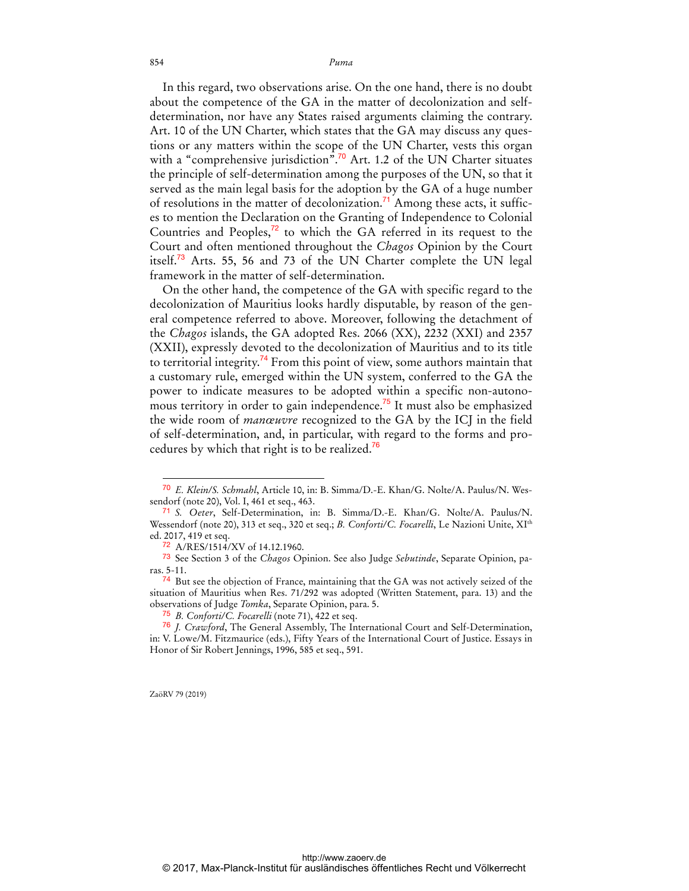In this regard, two observations arise. On the one hand, there is no doubt about the competence of the GA in the matter of decolonization and self-determination, nor have any States raised arguments claiming the contrary. Art. 10 of the UN Charter, which states that the GA may discuss any questions or any matters within the scope of the UN Charter, vests this organ with a "comprehensive jurisdiction".[70] Art. 1.2 of the UN Charter situates the principle of self-determination among the purposes of the UN, so that it served as the main legal basis for the adoption by the GA of a huge number of resolutions in the matter of decolonization.[71] Among these acts, it suffices to mention the Declaration on the Granting of Independence to Colonial Countries and Peoples,[72] to which the GA referred in its request to the Court and often mentioned throughout the *Chagos* Opinion by the Court itself.[73] Arts. 55, 56 and 73 of the UN Charter complete the UN legal framework in the matter of self-determination.

On the other hand, the competence of the GA with specific regard to the decolonization of Mauritius looks hardly disputable, by reason of the general competence referred to above. Moreover, following the detachment of the *Chagos* islands, the GA adopted Res. 2066 (XX), 2232 (XXI) and 2357 (XXII), expressly devoted to the decolonization of Mauritius and to its title to territorial integrity.[74] From this point of view, some authors maintain that a customary rule, emerged within the UN system, conferred to the GA the power to indicate measures to be adopted within a specific non-autonomous territory in order to gain independence.[75] It must also be emphasized the wide room of *manœuvre* recognized to the GA by the ICJ in the field of self-determination, and, in particular, with regard to the forms and procedures by which that right is to be realized.[76]

---

[70] *E. Klein/S. Schmahl*, Article 10, in: B. Simma/D.-E. Khan/G. Nolte/A. Paulus/N. Wessendorf (note 20), Vol. I, 461 et seq., 463.

[71] *S. Oeter*, Self-Determination, in: B. Simma/D.-E. Khan/G. Nolte/A. Paulus/N. Wessendorf (note 20), 313 et seq., 320 et seq.; *B. Conforti/C. Focarelli*, Le Nazioni Unite, XI[th] ed. 2017, 419 et seq.

[72] A/RES/1514/XV of 14.12.1960.

[73] See Section 3 of the *Chagos* Opinion. See also Judge *Sebutinde*, Separate Opinion, paras. 5-11.

[74] But see the objection of France, maintaining that the GA was not actively seized of the situation of Mauritius when Res. 71/292 was adopted (Written Statement, para. 13) and the observations of Judge *Tomka*, Separate Opinion, para. 5.

[75] *B. Conforti/C. Focarelli* (note 71), 422 et seq.

[76] *J. Crawford*, The General Assembly, The International Court and Self-Determination, in: V. Lowe/M. Fitzmaurice (eds.), Fifty Years of the International Court of Justice. Essays in Honor of Sir Robert Jennings, 1996, 585 et seq., 591.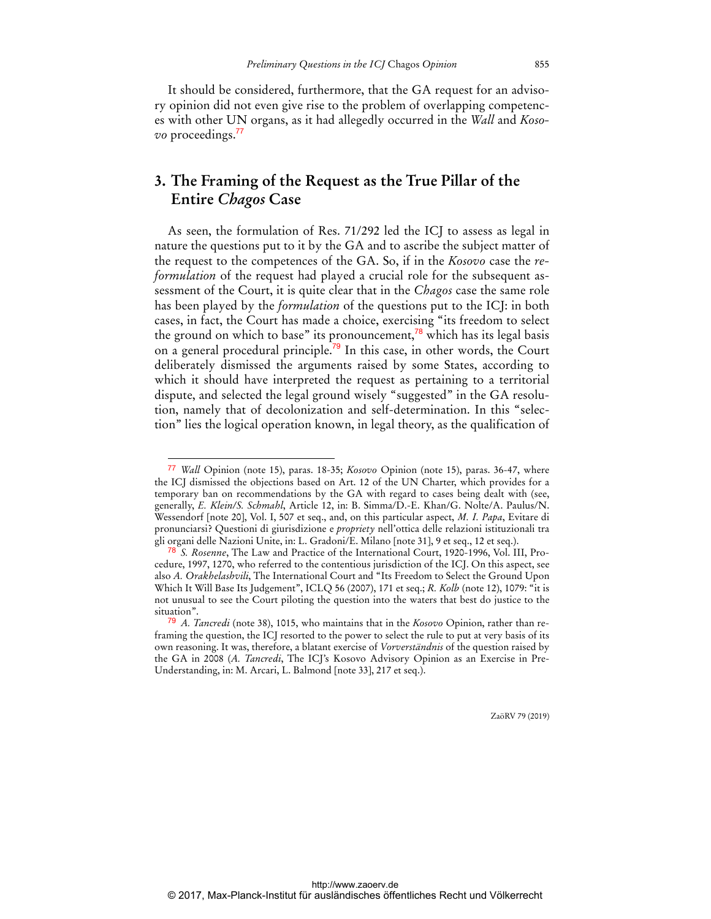It should be considered, furthermore, that the GA request for an advisory opinion did not even give rise to the problem of overlapping competences with other UN organs, as it had allegedly occurred in the *Wall* and *Kosovo* proceedings.[77]

## 3. The Framing of the Request as the True Pillar of the Entire *Chagos* Case

As seen, the formulation of Res. 71/292 led the ICJ to assess as legal in nature the questions put to it by the GA and to ascribe the subject matter of the request to the competences of the GA. So, if in the *Kosovo* case the *reformulation* of the request had played a crucial role for the subsequent assessment of the Court, it is quite clear that in the *Chagos* case the same role has been played by the *formulation* of the questions put to the ICJ: in both cases, in fact, the Court has made a choice, exercising "its freedom to select the ground on which to base" its pronouncement,[78] which has its legal basis on a general procedural principle.[79] In this case, in other words, the Court deliberately dismissed the arguments raised by some States, according to which it should have interpreted the request as pertaining to a territorial dispute, and selected the legal ground wisely "suggested" in the GA resolution, namely that of decolonization and self-determination. In this "selection" lies the logical operation known, in legal theory, as the qualification of

---

[77] *Wall* Opinion (note 15), paras. 18-35; *Kosovo* Opinion (note 15), paras. 36-47, where the ICJ dismissed the objections based on Art. 12 of the UN Charter, which provides for a temporary ban on recommendations by the GA with regard to cases being dealt with (see, generally, *E. Klein/S. Schmahl*, Article 12, in: B. Simma/D.-E. Khan/G. Nolte/A. Paulus/N. Wessendorf [note 20], Vol. I, 507 et seq., and, on this particular aspect, *M. I. Papa*, Evitare di pronunciarsi? Questioni di giurisdizione e *propriety* nell'ottica delle relazioni istituzionali tra gli organi delle Nazioni Unite, in: L. Gradoni/E. Milano [note 31], 9 et seq., 12 et seq.).

[78] *S. Rosenne*, The Law and Practice of the International Court, 1920-1996, Vol. III, Procedure, 1997, 1270, who referred to the contentious jurisdiction of the ICJ. On this aspect, see also *A. Orakhelashvili*, The International Court and "Its Freedom to Select the Ground Upon Which It Will Base Its Judgement", ICLQ 56 (2007), 171 et seq.; *R. Kolb* (note 12), 1079: "it is not unusual to see the Court piloting the question into the waters that best do justice to the situation".

[79] *A. Tancredi* (note 38), 1015, who maintains that in the *Kosovo* Opinion, rather than reframing the question, the ICJ resorted to the power to select the rule to put at very basis of its own reasoning. It was, therefore, a blatant exercise of *Vorverständnis* of the question raised by the GA in 2008 (*A. Tancredi*, The ICJ's Kosovo Advisory Opinion as an Exercise in Pre-Understanding, in: M. Arcari, L. Balmond [note 33], 217 et seq.).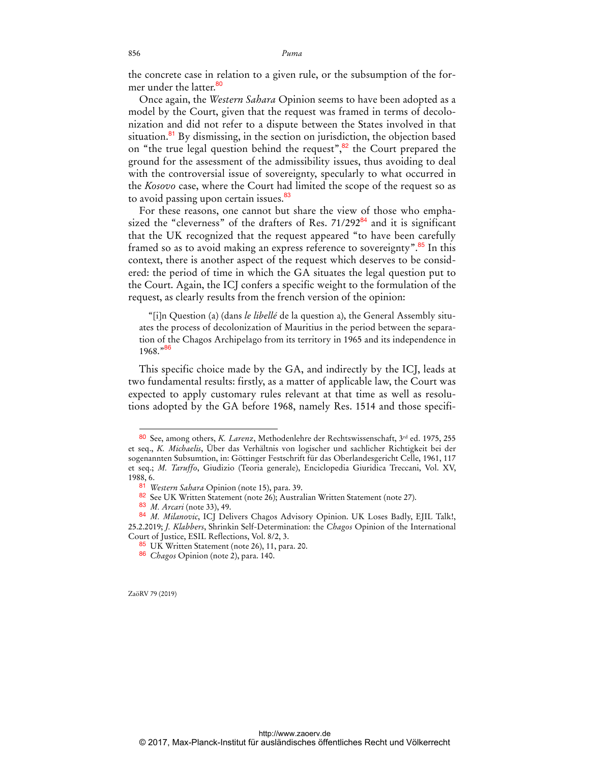the concrete case in relation to a given rule, or the subsumption of the former under the latter.[80]

Once again, the *Western Sahara* Opinion seems to have been adopted as a model by the Court, given that the request was framed in terms of decolonization and did not refer to a dispute between the States involved in that situation.[81] By dismissing, in the section on jurisdiction, the objection based on "the true legal question behind the request",[82] the Court prepared the ground for the assessment of the admissibility issues, thus avoiding to deal with the controversial issue of sovereignty, specularly to what occurred in the *Kosovo* case, where the Court had limited the scope of the request so as to avoid passing upon certain issues.[83]

For these reasons, one cannot but share the view of those who emphasized the "cleverness" of the drafters of Res. 71/292[84] and it is significant that the UK recognized that the request appeared "to have been carefully framed so as to avoid making an express reference to sovereignty".[85] In this context, there is another aspect of the request which deserves to be considered: the period of time in which the GA situates the legal question put to the Court. Again, the ICJ confers a specific weight to the formulation of the request, as clearly results from the french version of the opinion:

> "[i]n Question (a) (dans *le libellé* de la question a), the General Assembly situates the process of decolonization of Mauritius in the period between the separation of the Chagos Archipelago from its territory in 1965 and its independence in 1968."[86]

This specific choice made by the GA, and indirectly by the ICJ, leads at two fundamental results: firstly, as a matter of applicable law, the Court was expected to apply customary rules relevant at that time as well as resolutions adopted by the GA before 1968, namely Res. 1514 and those specifi-

---

[80] See, among others, *K. Larenz*, Methodenlehre der Rechtswissenschaft, 3rd ed. 1975, 255 et seq., *K. Michaelis*, Über das Verhältnis von logischer und sachlicher Richtigkeit bei der sogenannten Subsumtion, in: Göttinger Festschrift für das Oberlandesgericht Celle, 1961, 117 et seq.; *M. Taruffo*, Giudizio (Teoria generale), Enciclopedia Giuridica Treccani, Vol. XV, 1988, 6.

[81] *Western Sahara* Opinion (note 15), para. 39.

[82] See UK Written Statement (note 26); Australian Written Statement (note 27).

[83] *M. Arcari* (note 33), 49.

[84] *M. Milanovic*, ICJ Delivers Chagos Advisory Opinion. UK Loses Badly, EJIL Talk!, 25.2.2019; *J. Klabbers*, Shrinkin Self-Determination: the *Chagos* Opinion of the International Court of Justice, ESIL Reflections, Vol. 8/2, 3.

[85] UK Written Statement (note 26), 11, para. 20.

[86] *Chagos* Opinion (note 2), para. 140.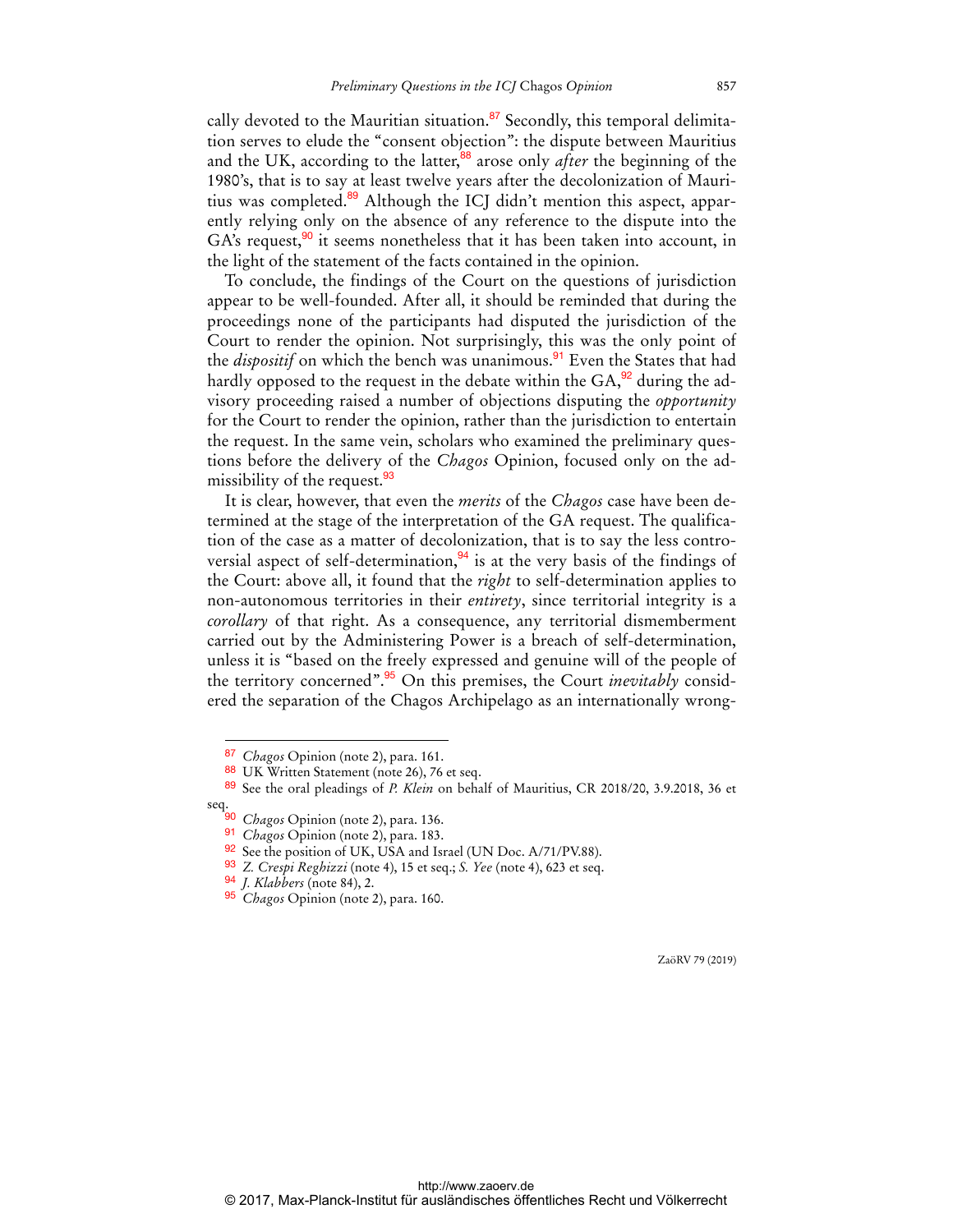cally devoted to the Mauritian situation.[87] Secondly, this temporal delimitation serves to elude the "consent objection": the dispute between Mauritius and the UK, according to the latter,[88] arose only *after* the beginning of the 1980's, that is to say at least twelve years after the decolonization of Mauritius was completed.[89] Although the ICJ didn't mention this aspect, apparently relying only on the absence of any reference to the dispute into the GA's request,[90] it seems nonetheless that it has been taken into account, in the light of the statement of the facts contained in the opinion.

To conclude, the findings of the Court on the questions of jurisdiction appear to be well-founded. After all, it should be reminded that during the proceedings none of the participants had disputed the jurisdiction of the Court to render the opinion. Not surprisingly, this was the only point of the *dispositif* on which the bench was unanimous.[91] Even the States that had hardly opposed to the request in the debate within the GA,[92] during the advisory proceeding raised a number of objections disputing the *opportunity* for the Court to render the opinion, rather than the jurisdiction to entertain the request. In the same vein, scholars who examined the preliminary questions before the delivery of the *Chagos* Opinion, focused only on the admissibility of the request.[93]

It is clear, however, that even the *merits* of the *Chagos* case have been determined at the stage of the interpretation of the GA request. The qualification of the case as a matter of decolonization, that is to say the less controversial aspect of self-determination,[94] is at the very basis of the findings of the Court: above all, it found that the *right* to self-determination applies to non-autonomous territories in their *entirety*, since territorial integrity is a *corollary* of that right. As a consequence, any territorial dismemberment carried out by the Administering Power is a breach of self-determination, unless it is "based on the freely expressed and genuine will of the people of the territory concerned".[95] On this premises, the Court *inevitably* considered the separation of the Chagos Archipelago as an internationally wrong-

---

[87] *Chagos* Opinion (note 2), para. 161.

[88] UK Written Statement (note 26), 76 et seq.

[89] See the oral pleadings of *P. Klein* on behalf of Mauritius, CR 2018/20, 3.9.2018, 36 et seq.

[90] *Chagos* Opinion (note 2), para. 136.

[91] *Chagos* Opinion (note 2), para. 183.

[92] See the position of UK, USA and Israel (UN Doc. A/71/PV.88).

[93] *Z. Crespi Reghizzi* (note 4), 15 et seq.; *S. Yee* (note 4), 623 et seq.

[94] *J. Klabbers* (note 84), 2.

[95] *Chagos* Opinion (note 2), para. 160.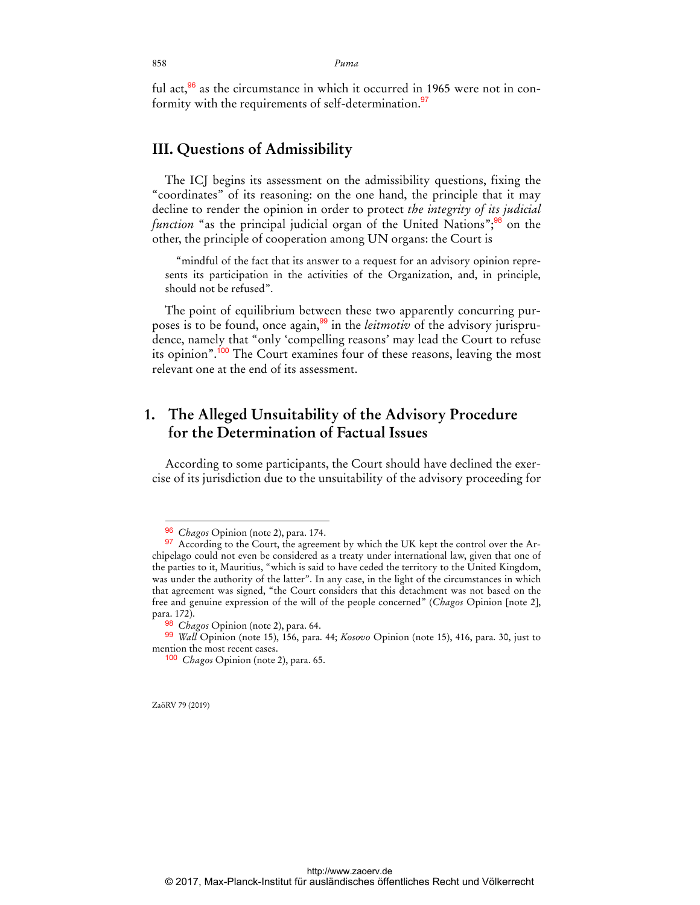ful act,[96] as the circumstance in which it occurred in 1965 were not in conformity with the requirements of self-determination.[97]

## III. Questions of Admissibility

The ICJ begins its assessment on the admissibility questions, fixing the "coordinates" of its reasoning: on the one hand, the principle that it may decline to render the opinion in order to protect *the integrity of its judicial function* "as the principal judicial organ of the United Nations";[98] on the other, the principle of cooperation among UN organs: the Court is

> "mindful of the fact that its answer to a request for an advisory opinion represents its participation in the activities of the Organization, and, in principle, should not be refused".

The point of equilibrium between these two apparently concurring purposes is to be found, once again,[99] in the *leitmotiv* of the advisory jurisprudence, namely that "only 'compelling reasons' may lead the Court to refuse its opinion".[100] The Court examines four of these reasons, leaving the most relevant one at the end of its assessment.

### 1. The Alleged Unsuitability of the Advisory Procedure for the Determination of Factual Issues

According to some participants, the Court should have declined the exercise of its jurisdiction due to the unsuitability of the advisory proceeding for

---

[96] *Chagos* Opinion (note 2), para. 174.

[97] According to the Court, the agreement by which the UK kept the control over the Archipelago could not even be considered as a treaty under international law, given that one of the parties to it, Mauritius, "which is said to have ceded the territory to the United Kingdom, was under the authority of the latter". In any case, in the light of the circumstances in which that agreement was signed, "the Court considers that this detachment was not based on the free and genuine expression of the will of the people concerned" (*Chagos* Opinion [note 2], para. 172).

[98] *Chagos* Opinion (note 2), para. 64.

[99] *Wall* Opinion (note 15), 156, para. 44; *Kosovo* Opinion (note 15), 416, para. 30, just to mention the most recent cases.

[100] *Chagos* Opinion (note 2), para. 65.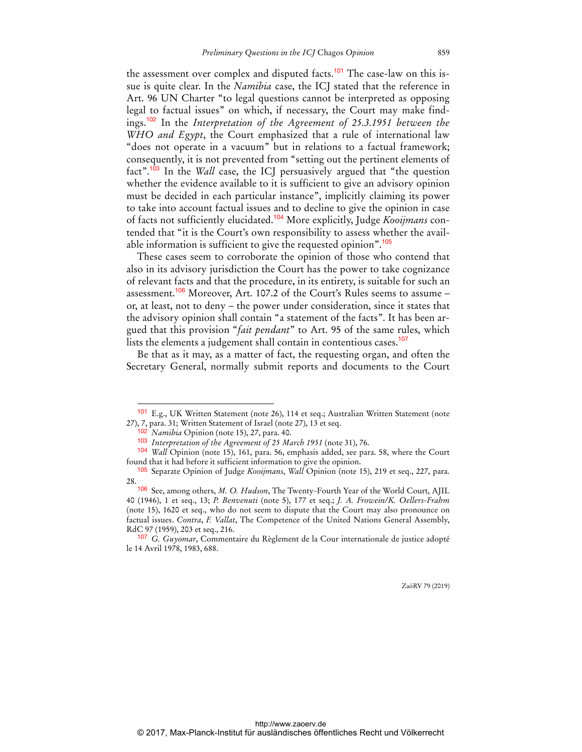the assessment over complex and disputed facts.[101] The case-law on this issue is quite clear. In the *Namibia* case, the ICJ stated that the reference in Art. 96 UN Charter "to legal questions cannot be interpreted as opposing legal to factual issues" on which, if necessary, the Court may make findings.[102] In the *Interpretation of the Agreement of 25.3.1951 between the WHO and Egypt*, the Court emphasized that a rule of international law "does not operate in a vacuum" but in relations to a factual framework; consequently, it is not prevented from "setting out the pertinent elements of fact".[103] In the *Wall* case, the ICJ persuasively argued that "the question whether the evidence available to it is sufficient to give an advisory opinion must be decided in each particular instance", implicitly claiming its power to take into account factual issues and to decline to give the opinion in case of facts not sufficiently elucidated.[104] More explicitly, Judge *Kooijmans* contended that "it is the Court's own responsibility to assess whether the available information is sufficient to give the requested opinion".[105]

These cases seem to corroborate the opinion of those who contend that also in its advisory jurisdiction the Court has the power to take cognizance of relevant facts and that the procedure, in its entirety, is suitable for such an assessment.[106] Moreover, Art. 107.2 of the Court's Rules seems to assume – or, at least, not to deny – the power under consideration, since it states that the advisory opinion shall contain "a statement of the facts". It has been argued that this provision "*fait pendant*" to Art. 95 of the same rules, which lists the elements a judgement shall contain in contentious cases.[107]

Be that as it may, as a matter of fact, the requesting organ, and often the Secretary General, normally submit reports and documents to the Court

---

[101] E.g., UK Written Statement (note 26), 114 et seq.; Australian Written Statement (note 27), 7, para. 31; Written Statement of Israel (note 27), 13 et seq.

[102] *Namibia* Opinion (note 15), 27, para. 40.

[103] *Interpretation of the Agreement of 25 March 1951* (note 31), 76.

[104] *Wall* Opinion (note 15), 161, para. 56, emphasis added, see para. 58, where the Court found that it had before it sufficient information to give the opinion.

[105] Separate Opinion of Judge *Kooijmans*, *Wall* Opinion (note 15), 219 et seq., 227, para. 28.

[106] See, among others, *M. O. Hudson*, The Twenty-Fourth Year of the World Court, AJIL 40 (1946), 1 et seq., 13; *P. Benvenuti* (note 5), 177 et seq.; *J. A. Frowein/K. Oellers-Frahm* (note 15), 1620 et seq., who do not seem to dispute that the Court may also pronounce on factual issues. *Contra*, *F. Vallat*, The Competence of the United Nations General Assembly, RdC 97 (1959), 203 et seq., 216.

[107] *G. Guyomar*, Commentaire du Règlement de la Cour internationale de justice adopté le 14 Avril 1978, 1983, 688.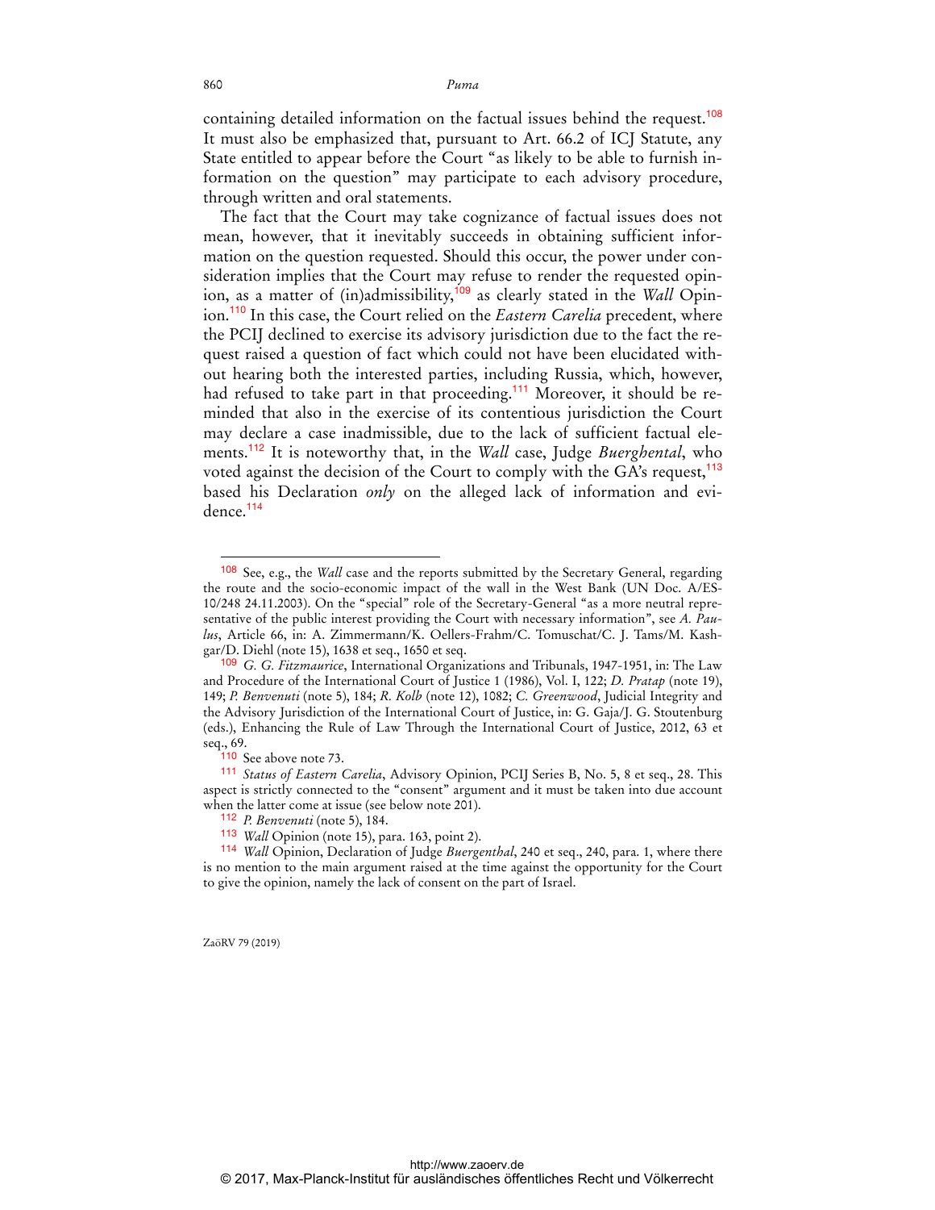containing detailed information on the factual issues behind the request.[108] It must also be emphasized that, pursuant to Art. 66.2 of ICJ Statute, any State entitled to appear before the Court "as likely to be able to furnish information on the question" may participate to each advisory procedure, through written and oral statements.

The fact that the Court may take cognizance of factual issues does not mean, however, that it inevitably succeeds in obtaining sufficient information on the question requested. Should this occur, the power under consideration implies that the Court may refuse to render the requested opinion, as a matter of (in)admissibility,[109] as clearly stated in the *Wall* Opinion.[110] In this case, the Court relied on the *Eastern Carelia* precedent, where the PCIJ declined to exercise its advisory jurisdiction due to the fact the request raised a question of fact which could not have been elucidated without hearing both the interested parties, including Russia, which, however, had refused to take part in that proceeding.[111] Moreover, it should be reminded that also in the exercise of its contentious jurisdiction the Court may declare a case inadmissible, due to the lack of sufficient factual elements.[112] It is noteworthy that, in the *Wall* case, Judge *Buerghental*, who voted against the decision of the Court to comply with the GA's request,[113] based his Declaration *only* on the alleged lack of information and evidence.[114]

---

[108] See, e.g., the *Wall* case and the reports submitted by the Secretary General, regarding the route and the socio-economic impact of the wall in the West Bank (UN Doc. A/ES-10/248 24.11.2003). On the "special" role of the Secretary-General "as a more neutral representative of the public interest providing the Court with necessary information", see *A. Paulus*, Article 66, in: A. Zimmermann/K. Oellers-Frahm/C. Tomuschat/C. J. Tams/M. Kashgar/D. Diehl (note 15), 1638 et seq., 1650 et seq.

[109] *G. G. Fitzmaurice*, International Organizations and Tribunals, 1947-1951, in: The Law and Procedure of the International Court of Justice 1 (1986), Vol. I, 122; *D. Pratap* (note 19), 149; *P. Benvenuti* (note 5), 184; *R. Kolb* (note 12), 1082; *C. Greenwood*, Judicial Integrity and the Advisory Jurisdiction of the International Court of Justice, in: G. Gaja/J. G. Stoutenburg (eds.), Enhancing the Rule of Law Through the International Court of Justice, 2012, 63 et seq., 69.

[110] See above note 73.

[111] *Status of Eastern Carelia*, Advisory Opinion, PCIJ Series B, No. 5, 8 et seq., 28. This aspect is strictly connected to the "consent" argument and it must be taken into due account when the latter come at issue (see below note 201).

[112] *P. Benvenuti* (note 5), 184.

[113] *Wall* Opinion (note 15), para. 163, point 2).

[114] *Wall* Opinion, Declaration of Judge *Buergenthal*, 240 et seq., 240, para. 1, where there is no mention to the main argument raised at the time against the opportunity for the Court to give the opinion, namely the lack of consent on the part of Israel.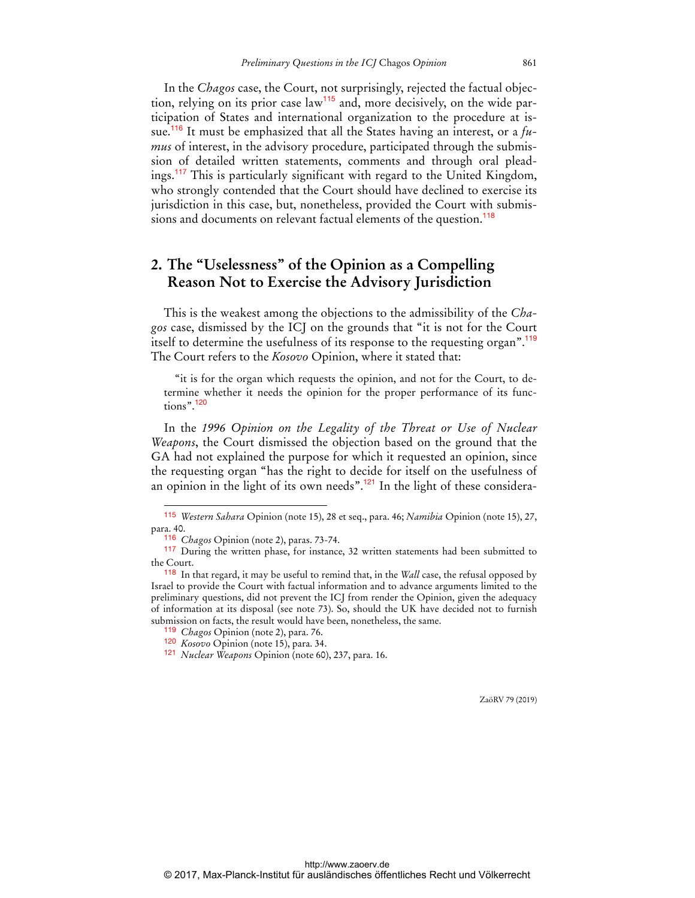In the *Chagos* case, the Court, not surprisingly, rejected the factual objection, relying on its prior case law[115] and, more decisively, on the wide participation of States and international organization to the procedure at issue.[116] It must be emphasized that all the States having an interest, or a *fumus* of interest, in the advisory procedure, participated through the submission of detailed written statements, comments and through oral pleadings.[117] This is particularly significant with regard to the United Kingdom, who strongly contended that the Court should have declined to exercise its jurisdiction in this case, but, nonetheless, provided the Court with submissions and documents on relevant factual elements of the question.[118]

## 2. The "Uselessness" of the Opinion as a Compelling Reason Not to Exercise the Advisory Jurisdiction

This is the weakest among the objections to the admissibility of the *Chagos* case, dismissed by the ICJ on the grounds that "it is not for the Court itself to determine the usefulness of its response to the requesting organ".[119] The Court refers to the *Kosovo* Opinion, where it stated that:

> "it is for the organ which requests the opinion, and not for the Court, to determine whether it needs the opinion for the proper performance of its functions".[120]

In the *1996 Opinion on the Legality of the Threat or Use of Nuclear Weapons*, the Court dismissed the objection based on the ground that the GA had not explained the purpose for which it requested an opinion, since the requesting organ "has the right to decide for itself on the usefulness of an opinion in the light of its own needs".[121] In the light of these considera-

---

[115] *Western Sahara* Opinion (note 15), 28 et seq., para. 46; *Namibia* Opinion (note 15), 27, para. 40.

[116] *Chagos* Opinion (note 2), paras. 73-74.

[117] During the written phase, for instance, 32 written statements had been submitted to the Court.

[118] In that regard, it may be useful to remind that, in the *Wall* case, the refusal opposed by Israel to provide the Court with factual information and to advance arguments limited to the preliminary questions, did not prevent the ICJ from render the Opinion, given the adequacy of information at its disposal (see note 73). So, should the UK have decided not to furnish submission on facts, the result would have been, nonetheless, the same.

[119] *Chagos* Opinion (note 2), para. 76.

[120] *Kosovo* Opinion (note 15), para. 34.

[121] *Nuclear Weapons* Opinion (note 60), 237, para. 16.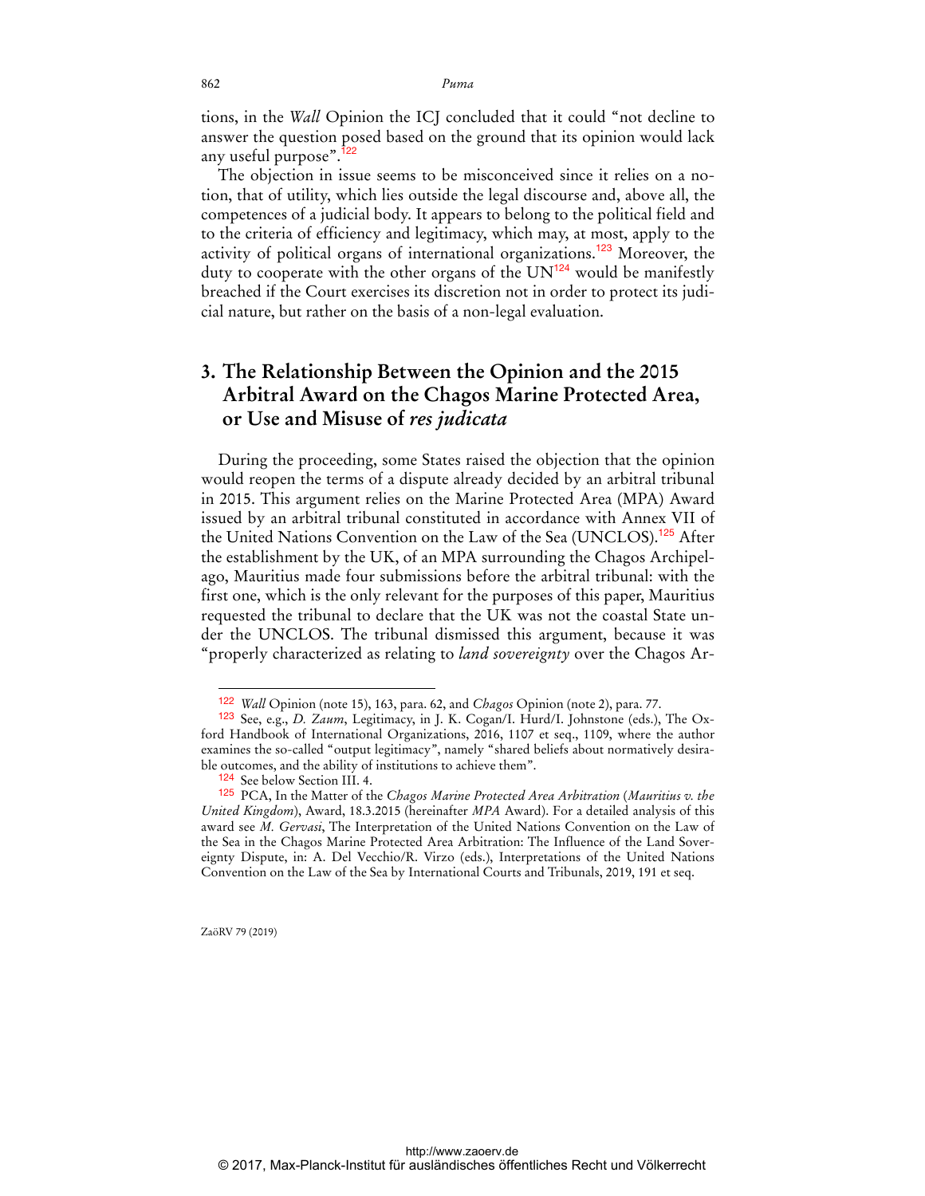tions, in the *Wall* Opinion the ICJ concluded that it could "not decline to answer the question posed based on the ground that its opinion would lack any useful purpose".[122]

The objection in issue seems to be misconceived since it relies on a notion, that of utility, which lies outside the legal discourse and, above all, the competences of a judicial body. It appears to belong to the political field and to the criteria of efficiency and legitimacy, which may, at most, apply to the activity of political organs of international organizations.[123] Moreover, the duty to cooperate with the other organs of the UN[124] would be manifestly breached if the Court exercises its discretion not in order to protect its judicial nature, but rather on the basis of a non-legal evaluation.

## 3. The Relationship Between the Opinion and the 2015 Arbitral Award on the Chagos Marine Protected Area, or Use and Misuse of *res judicata*

During the proceeding, some States raised the objection that the opinion would reopen the terms of a dispute already decided by an arbitral tribunal in 2015. This argument relies on the Marine Protected Area (MPA) Award issued by an arbitral tribunal constituted in accordance with Annex VII of the United Nations Convention on the Law of the Sea (UNCLOS).[125] After the establishment by the UK, of an MPA surrounding the Chagos Archipelago, Mauritius made four submissions before the arbitral tribunal: with the first one, which is the only relevant for the purposes of this paper, Mauritius requested the tribunal to declare that the UK was not the coastal State under the UNCLOS. The tribunal dismissed this argument, because it was "properly characterized as relating to *land sovereignty* over the Chagos Ar-

---

[122] *Wall* Opinion (note 15), 163, para. 62, and *Chagos* Opinion (note 2), para. 77.

[123] See, e.g., *D. Zaum*, Legitimacy, in J. K. Cogan/I. Hurd/I. Johnstone (eds.), The Oxford Handbook of International Organizations, 2016, 1107 et seq., 1109, where the author examines the so-called "output legitimacy", namely "shared beliefs about normatively desirable outcomes, and the ability of institutions to achieve them".

[124] See below Section III. 4.

[125] PCA, In the Matter of the *Chagos Marine Protected Area Arbitration* (*Mauritius v. the United Kingdom*), Award, 18.3.2015 (hereinafter *MPA* Award). For a detailed analysis of this award see *M. Gervasi*, The Interpretation of the United Nations Convention on the Law of the Sea in the Chagos Marine Protected Area Arbitration: The Influence of the Land Sovereignty Dispute, in: A. Del Vecchio/R. Virzo (eds.), Interpretations of the United Nations Convention on the Law of the Sea by International Courts and Tribunals, 2019, 191 et seq.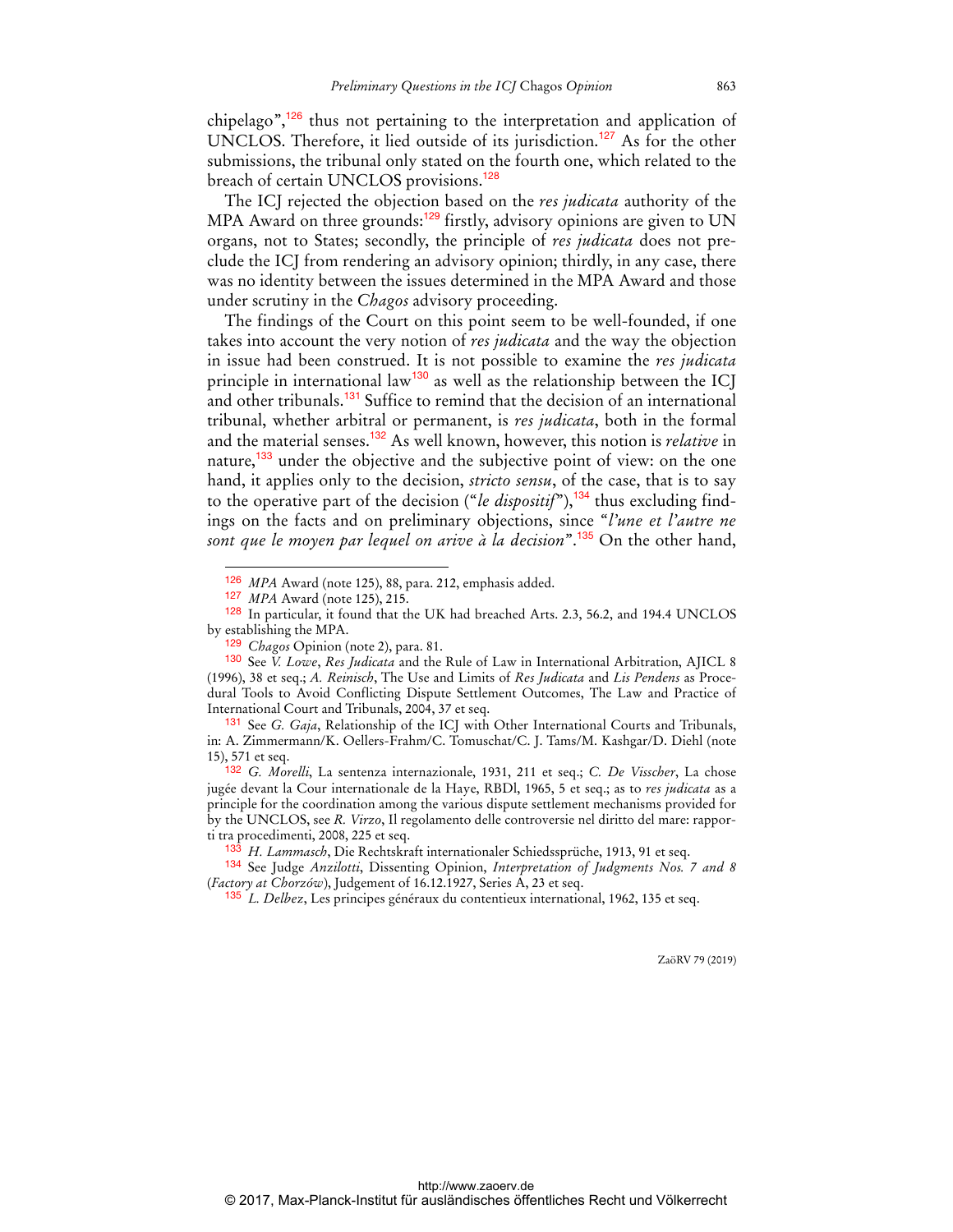chipelago",[126] thus not pertaining to the interpretation and application of UNCLOS. Therefore, it lied outside of its jurisdiction.[127] As for the other submissions, the tribunal only stated on the fourth one, which related to the breach of certain UNCLOS provisions.[128]

The ICJ rejected the objection based on the *res judicata* authority of the MPA Award on three grounds:[129] firstly, advisory opinions are given to UN organs, not to States; secondly, the principle of *res judicata* does not preclude the ICJ from rendering an advisory opinion; thirdly, in any case, there was no identity between the issues determined in the MPA Award and those under scrutiny in the *Chagos* advisory proceeding.

The findings of the Court on this point seem to be well-founded, if one takes into account the very notion of *res judicata* and the way the objection in issue had been construed. It is not possible to examine the *res judicata* principle in international law[130] as well as the relationship between the ICJ and other tribunals.[131] Suffice to remind that the decision of an international tribunal, whether arbitral or permanent, is *res judicata*, both in the formal and the material senses.[132] As well known, however, this notion is *relative* in nature,[133] under the objective and the subjective point of view: on the one hand, it applies only to the decision, *stricto sensu*, of the case, that is to say to the operative part of the decision ("*le dispositif*"),[134] thus excluding findings on the facts and on preliminary objections, since "*l'une et l'autre ne sont que le moyen par lequel on arive à la decision*".[135] On the other hand,

---

[126] *MPA* Award (note 125), 88, para. 212, emphasis added.

[127] *MPA* Award (note 125), 215.

[128] In particular, it found that the UK had breached Arts. 2.3, 56.2, and 194.4 UNCLOS by establishing the MPA.

[129] *Chagos* Opinion (note 2), para. 81.

[130] See *V. Lowe*, *Res Judicata* and the Rule of Law in International Arbitration, AJICL 8 (1996), 38 et seq.; *A. Reinisch*, The Use and Limits of *Res Judicata* and *Lis Pendens* as Procedural Tools to Avoid Conflicting Dispute Settlement Outcomes, The Law and Practice of International Court and Tribunals, 2004, 37 et seq.

[131] See *G. Gaja*, Relationship of the ICJ with Other International Courts and Tribunals, in: A. Zimmermann/K. Oellers-Frahm/C. Tomuschat/C. J. Tams/M. Kashgar/D. Diehl (note 15), 571 et seq.

[132] *G. Morelli*, La sentenza internazionale, 1931, 211 et seq.; *C. De Visscher*, La chose jugée devant la Cour internationale de la Haye, RBDl, 1965, 5 et seq.; as to *res judicata* as a principle for the coordination among the various dispute settlement mechanisms provided for by the UNCLOS, see *R. Virzo*, Il regolamento delle controversie nel diritto del mare: rapporti tra procedimenti, 2008, 225 et seq.

[133] *H. Lammasch*, Die Rechtskraft internationaler Schiedssprüche, 1913, 91 et seq.

[134] See Judge *Anzilotti*, Dissenting Opinion, *Interpretation of Judgments Nos. 7 and 8* (*Factory at Chorzów*), Judgement of 16.12.1927, Series A, 23 et seq.

[135] *L. Delbez*, Les principes généraux du contentieux international, 1962, 135 et seq.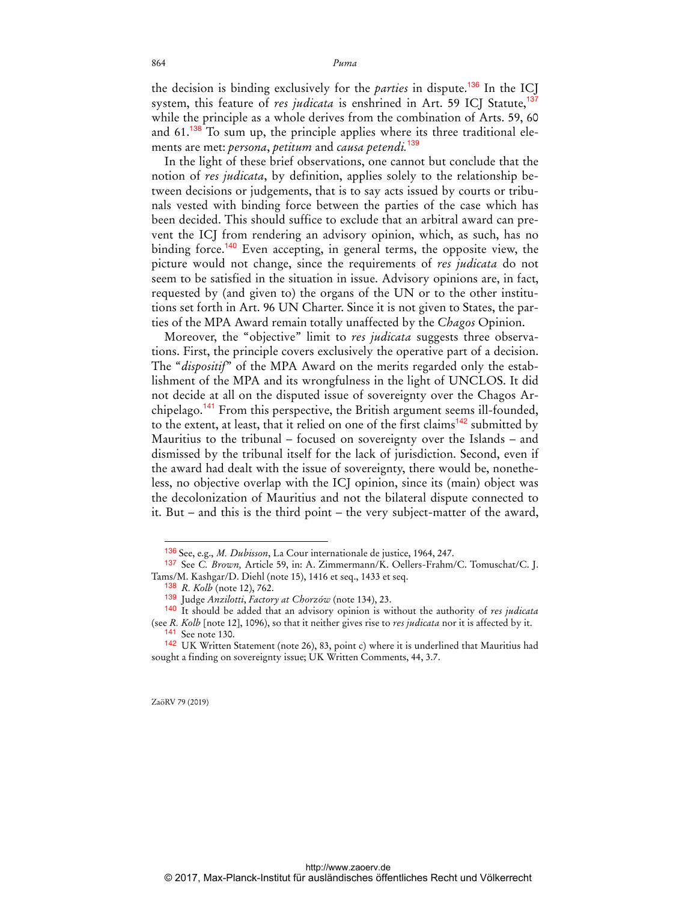the decision is binding exclusively for the *parties* in dispute.[136] In the ICJ system, this feature of *res judicata* is enshrined in Art. 59 ICJ Statute,[137] while the principle as a whole derives from the combination of Arts. 59, 60 and 61.[138] To sum up, the principle applies where its three traditional elements are met: *persona*, *petitum* and *causa petendi.*[139]

In the light of these brief observations, one cannot but conclude that the notion of *res judicata*, by definition, applies solely to the relationship between decisions or judgements, that is to say acts issued by courts or tribunals vested with binding force between the parties of the case which has been decided. This should suffice to exclude that an arbitral award can prevent the ICJ from rendering an advisory opinion, which, as such, has no binding force.[140] Even accepting, in general terms, the opposite view, the picture would not change, since the requirements of *res judicata* do not seem to be satisfied in the situation in issue. Advisory opinions are, in fact, requested by (and given to) the organs of the UN or to the other institutions set forth in Art. 96 UN Charter. Since it is not given to States, the parties of the MPA Award remain totally unaffected by the *Chagos* Opinion.

Moreover, the "objective" limit to *res judicata* suggests three observations. First, the principle covers exclusively the operative part of a decision. The "*dispositif*" of the MPA Award on the merits regarded only the establishment of the MPA and its wrongfulness in the light of UNCLOS. It did not decide at all on the disputed issue of sovereignty over the Chagos Archipelago.[141] From this perspective, the British argument seems ill-founded, to the extent, at least, that it relied on one of the first claims[142] submitted by Mauritius to the tribunal – focused on sovereignty over the Islands – and dismissed by the tribunal itself for the lack of jurisdiction. Second, even if the award had dealt with the issue of sovereignty, there would be, nonetheless, no objective overlap with the ICJ opinion, since its (main) object was the decolonization of Mauritius and not the bilateral dispute connected to it. But – and this is the third point – the very subject-matter of the award,

---

[136] See, e.g., *M. Dubisson*, La Cour internationale de justice, 1964, 247.

[137] See *C. Brown,* Article 59, in: A. Zimmermann/K. Oellers-Frahm/C. Tomuschat/C. J. Tams/M. Kashgar/D. Diehl (note 15), 1416 et seq., 1433 et seq.

[138] *R. Kolb* (note 12), 762.

[139] Judge *Anzilotti*, *Factory at Chorzów* (note 134), 23.

[140] It should be added that an advisory opinion is without the authority of *res judicata* (see *R. Kolb* [note 12], 1096), so that it neither gives rise to *res judicata* nor it is affected by it.

[141] See note 130.

[142] UK Written Statement (note 26), 83, point c) where it is underlined that Mauritius had sought a finding on sovereignty issue; UK Written Comments, 44, 3.7.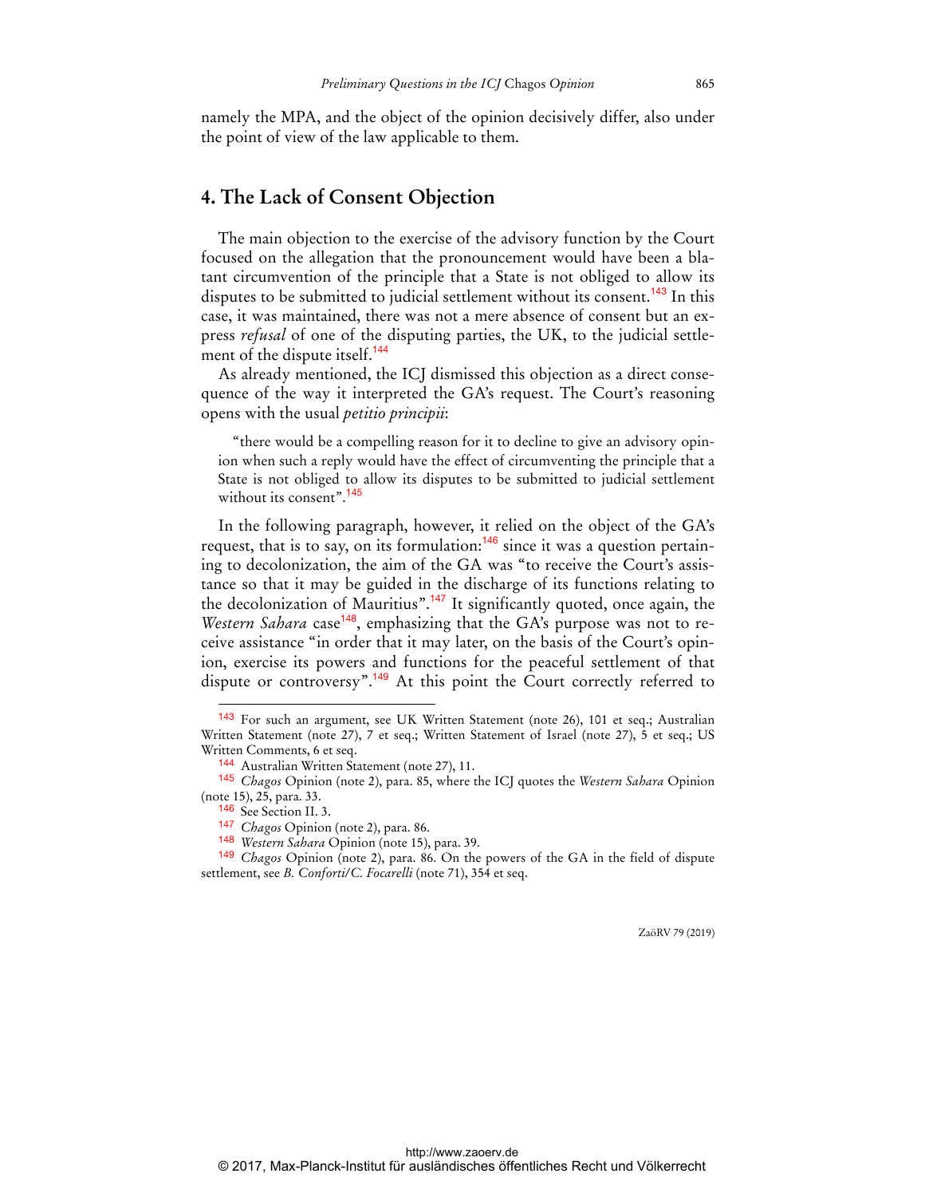namely the MPA, and the object of the opinion decisively differ, also under the point of view of the law applicable to them.

## 4. The Lack of Consent Objection

The main objection to the exercise of the advisory function by the Court focused on the allegation that the pronouncement would have been a blatant circumvention of the principle that a State is not obliged to allow its disputes to be submitted to judicial settlement without its consent.[143] In this case, it was maintained, there was not a mere absence of consent but an express *refusal* of one of the disputing parties, the UK, to the judicial settlement of the dispute itself.[144]

As already mentioned, the ICJ dismissed this objection as a direct consequence of the way it interpreted the GA's request. The Court's reasoning opens with the usual *petitio principii*:

> "there would be a compelling reason for it to decline to give an advisory opinion when such a reply would have the effect of circumventing the principle that a State is not obliged to allow its disputes to be submitted to judicial settlement without its consent".[145]

In the following paragraph, however, it relied on the object of the GA's request, that is to say, on its formulation:[146] since it was a question pertaining to decolonization, the aim of the GA was "to receive the Court's assistance so that it may be guided in the discharge of its functions relating to the decolonization of Mauritius".[147] It significantly quoted, once again, the *Western Sahara* case[148], emphasizing that the GA's purpose was not to receive assistance "in order that it may later, on the basis of the Court's opinion, exercise its powers and functions for the peaceful settlement of that dispute or controversy".[149] At this point the Court correctly referred to

---

[143] For such an argument, see UK Written Statement (note 26), 101 et seq.; Australian Written Statement (note 27), 7 et seq.; Written Statement of Israel (note 27), 5 et seq.; US Written Comments, 6 et seq.

[144] Australian Written Statement (note 27), 11.

[145] *Chagos* Opinion (note 2), para. 85, where the ICJ quotes the *Western Sahara* Opinion (note 15), 25, para. 33.

[146] See Section II. 3.

[147] *Chagos* Opinion (note 2), para. 86.

[148] *Western Sahara* Opinion (note 15), para. 39.

[149] *Chagos* Opinion (note 2), para. 86. On the powers of the GA in the field of dispute settlement, see *B. Conforti/C. Focarelli* (note 71), 354 et seq.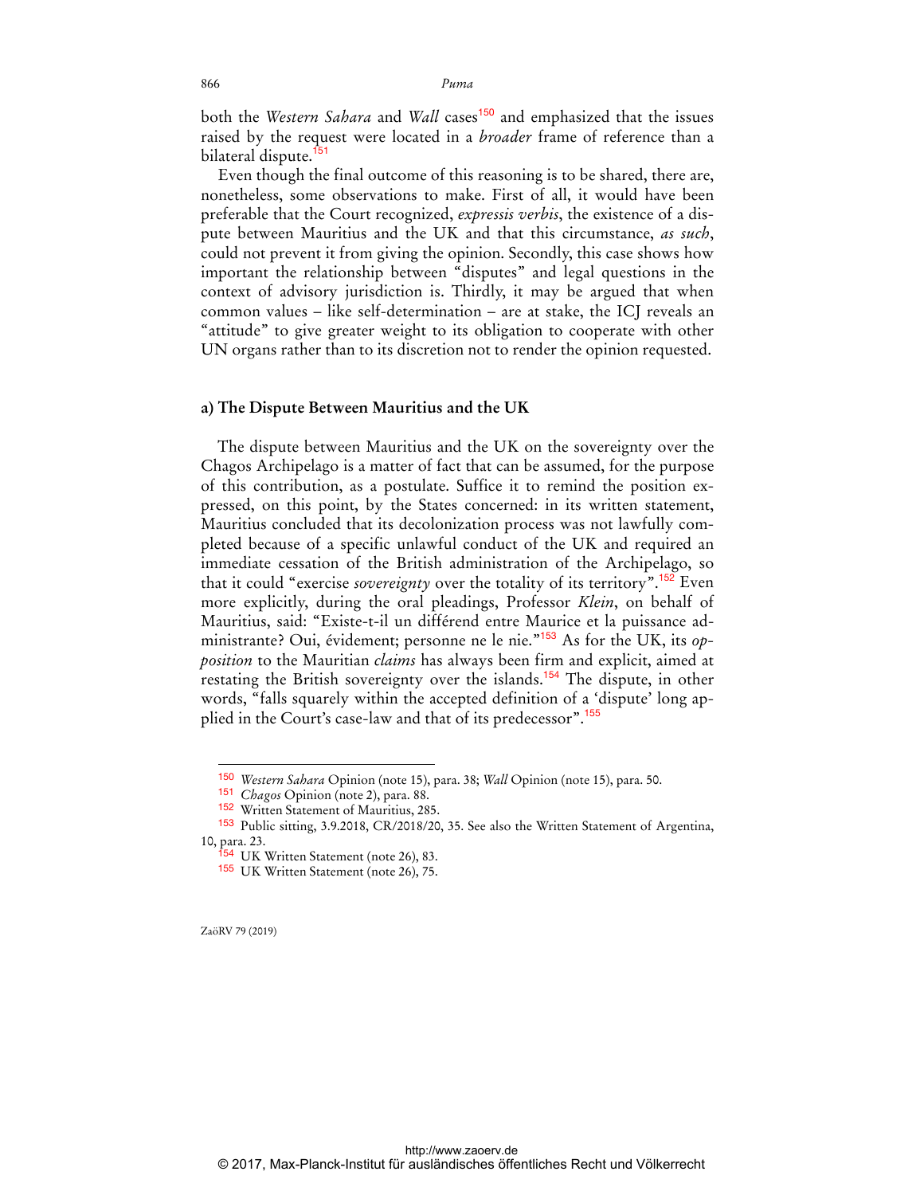both the *Western Sahara* and *Wall* cases[150] and emphasized that the issues raised by the request were located in a *broader* frame of reference than a bilateral dispute.[151]

Even though the final outcome of this reasoning is to be shared, there are, nonetheless, some observations to make. First of all, it would have been preferable that the Court recognized, *expressis verbis*, the existence of a dispute between Mauritius and the UK and that this circumstance, *as such*, could not prevent it from giving the opinion. Secondly, this case shows how important the relationship between "disputes" and legal questions in the context of advisory jurisdiction is. Thirdly, it may be argued that when common values – like self-determination – are at stake, the ICJ reveals an "attitude" to give greater weight to its obligation to cooperate with other UN organs rather than to its discretion not to render the opinion requested.

### a) The Dispute Between Mauritius and the UK

The dispute between Mauritius and the UK on the sovereignty over the Chagos Archipelago is a matter of fact that can be assumed, for the purpose of this contribution, as a postulate. Suffice it to remind the position expressed, on this point, by the States concerned: in its written statement, Mauritius concluded that its decolonization process was not lawfully completed because of a specific unlawful conduct of the UK and required an immediate cessation of the British administration of the Archipelago, so that it could "exercise *sovereignty* over the totality of its territory".[152] Even more explicitly, during the oral pleadings, Professor *Klein*, on behalf of Mauritius, said: "Existe-t-il un différend entre Maurice et la puissance administrante? Oui, évidement; personne ne le nie."[153] As for the UK, its *opposition* to the Mauritian *claims* has always been firm and explicit, aimed at restating the British sovereignty over the islands.[154] The dispute, in other words, "falls squarely within the accepted definition of a 'dispute' long applied in the Court's case-law and that of its predecessor".[155]

---

[150] *Western Sahara* Opinion (note 15), para. 38; *Wall* Opinion (note 15), para. 50.

[151] *Chagos* Opinion (note 2), para. 88.

[152] Written Statement of Mauritius, 285.

[153] Public sitting, 3.9.2018, CR/2018/20, 35. See also the Written Statement of Argentina, 10, para. 23.

[154] UK Written Statement (note 26), 83.

[155] UK Written Statement (note 26), 75.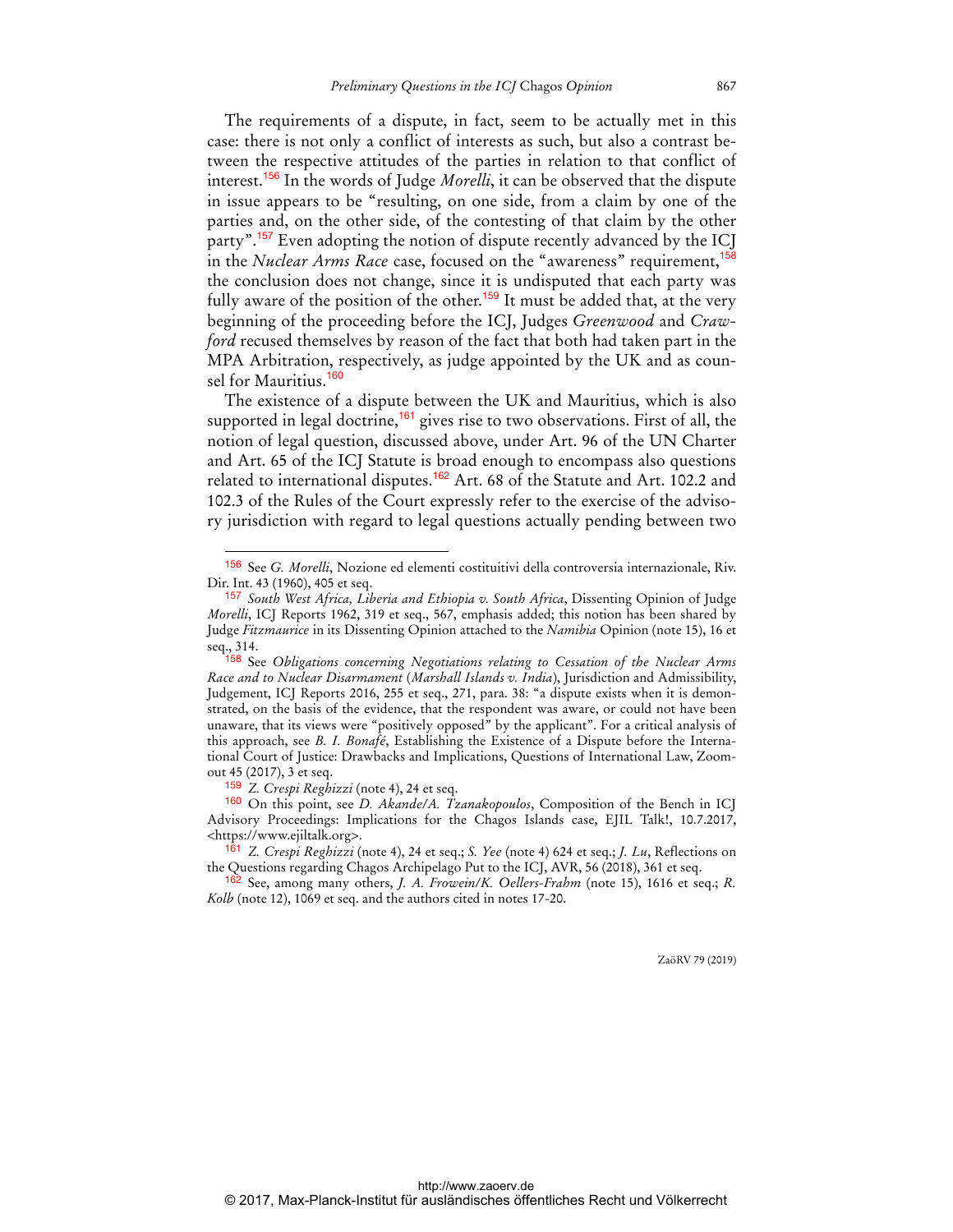The requirements of a dispute, in fact, seem to be actually met in this case: there is not only a conflict of interests as such, but also a contrast between the respective attitudes of the parties in relation to that conflict of interest.[156] In the words of Judge *Morelli*, it can be observed that the dispute in issue appears to be "resulting, on one side, from a claim by one of the parties and, on the other side, of the contesting of that claim by the other party".[157] Even adopting the notion of dispute recently advanced by the ICJ in the *Nuclear Arms Race* case, focused on the "awareness" requirement,[158] the conclusion does not change, since it is undisputed that each party was fully aware of the position of the other.[159] It must be added that, at the very beginning of the proceeding before the ICJ, Judges *Greenwood* and *Crawford* recused themselves by reason of the fact that both had taken part in the MPA Arbitration, respectively, as judge appointed by the UK and as counsel for Mauritius.[160]

The existence of a dispute between the UK and Mauritius, which is also supported in legal doctrine,[161] gives rise to two observations. First of all, the notion of legal question, discussed above, under Art. 96 of the UN Charter and Art. 65 of the ICJ Statute is broad enough to encompass also questions related to international disputes.[162] Art. 68 of the Statute and Art. 102.2 and 102.3 of the Rules of the Court expressly refer to the exercise of the advisory jurisdiction with regard to legal questions actually pending between two

---

[156] See *G. Morelli*, Nozione ed elementi costituitivi della controversia internazionale, Riv. Dir. Int. 43 (1960), 405 et seq.

[157] *South West Africa, Liberia and Ethiopia v. South Africa*, Dissenting Opinion of Judge *Morelli*, ICJ Reports 1962, 319 et seq., 567, emphasis added; this notion has been shared by Judge *Fitzmaurice* in its Dissenting Opinion attached to the *Namibia* Opinion (note 15), 16 et seq., 314.

[158] See *Obligations concerning Negotiations relating to Cessation of the Nuclear Arms Race and to Nuclear Disarmament* (*Marshall Islands v. India*), Jurisdiction and Admissibility, Judgement, ICJ Reports 2016, 255 et seq., 271, para. 38: "a dispute exists when it is demonstrated, on the basis of the evidence, that the respondent was aware, or could not have been unaware, that its views were "positively opposed" by the applicant". For a critical analysis of this approach, see *B. I. Bonafé*, Establishing the Existence of a Dispute before the International Court of Justice: Drawbacks and Implications, Questions of International Law, Zoom-out 45 (2017), 3 et seq.

[159] *Z. Crespi Reghizzi* (note 4), 24 et seq.

[160] On this point, see *D. Akande/A. Tzanakopoulos*, Composition of the Bench in ICJ Advisory Proceedings: Implications for the Chagos Islands case, EJIL Talk!, 10.7.2017, <https://www.ejiltalk.org>.

[161] *Z. Crespi Reghizzi* (note 4), 24 et seq.; *S. Yee* (note 4) 624 et seq.; *J. Lu*, Reflections on the Questions regarding Chagos Archipelago Put to the ICJ, AVR, 56 (2018), 361 et seq.

[162] See, among many others, *J. A. Frowein/K. Oellers-Frahm* (note 15), 1616 et seq.; *R. Kolb* (note 12), 1069 et seq. and the authors cited in notes 17-20.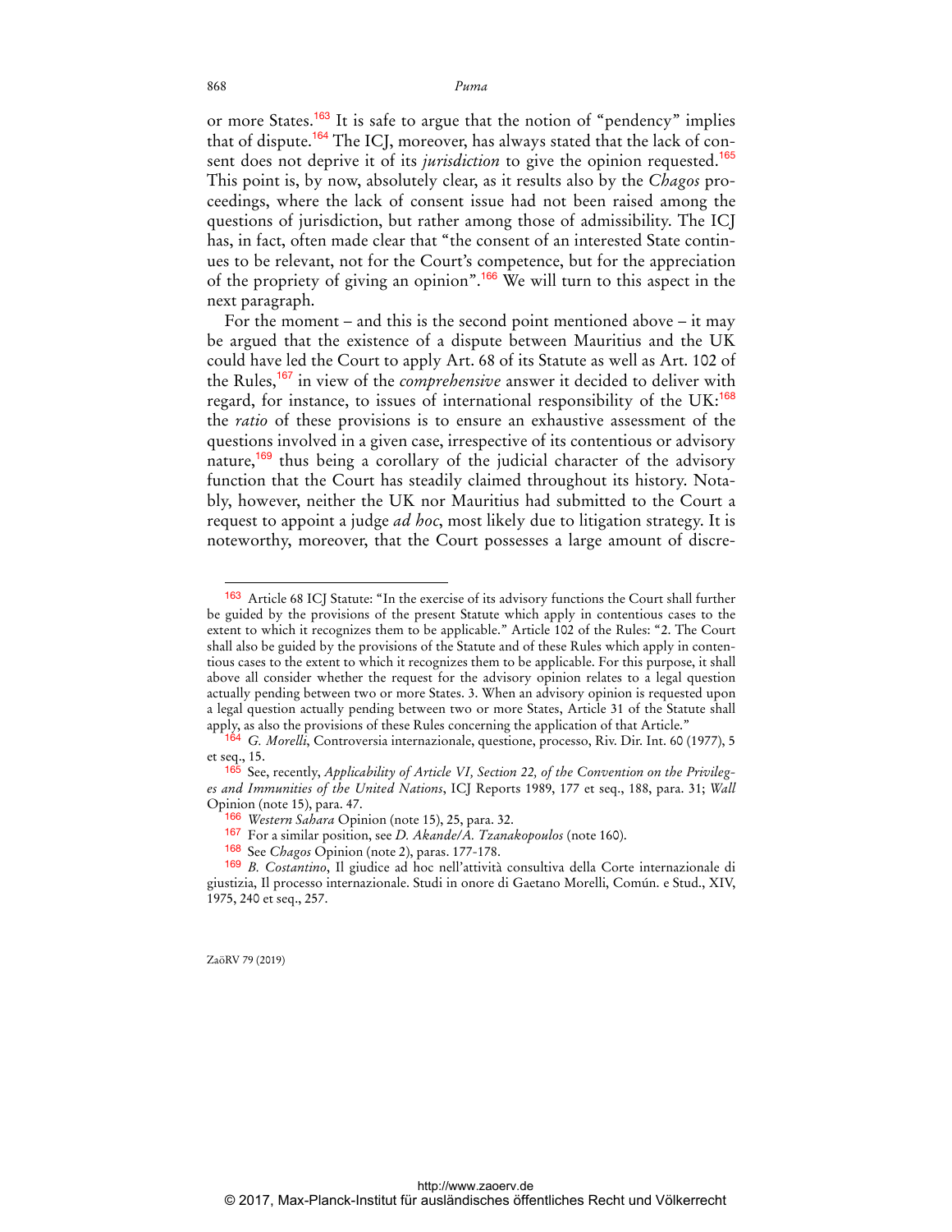or more States.[163] It is safe to argue that the notion of "pendency" implies that of dispute.[164] The ICJ, moreover, has always stated that the lack of consent does not deprive it of its *jurisdiction* to give the opinion requested.[165] This point is, by now, absolutely clear, as it results also by the *Chagos* proceedings, where the lack of consent issue had not been raised among the questions of jurisdiction, but rather among those of admissibility. The ICJ has, in fact, often made clear that "the consent of an interested State continues to be relevant, not for the Court's competence, but for the appreciation of the propriety of giving an opinion".[166] We will turn to this aspect in the next paragraph.

For the moment – and this is the second point mentioned above – it may be argued that the existence of a dispute between Mauritius and the UK could have led the Court to apply Art. 68 of its Statute as well as Art. 102 of the Rules,[167] in view of the *comprehensive* answer it decided to deliver with regard, for instance, to issues of international responsibility of the UK:[168] the *ratio* of these provisions is to ensure an exhaustive assessment of the questions involved in a given case, irrespective of its contentious or advisory nature,[169] thus being a corollary of the judicial character of the advisory function that the Court has steadily claimed throughout its history. Notably, however, neither the UK nor Mauritius had submitted to the Court a request to appoint a judge *ad hoc*, most likely due to litigation strategy. It is noteworthy, moreover, that the Court possesses a large amount of discre-

---

[163] Article 68 ICJ Statute: "In the exercise of its advisory functions the Court shall further be guided by the provisions of the present Statute which apply in contentious cases to the extent to which it recognizes them to be applicable." Article 102 of the Rules: "2. The Court shall also be guided by the provisions of the Statute and of these Rules which apply in contentious cases to the extent to which it recognizes them to be applicable. For this purpose, it shall above all consider whether the request for the advisory opinion relates to a legal question actually pending between two or more States. 3. When an advisory opinion is requested upon a legal question actually pending between two or more States, Article 31 of the Statute shall apply, as also the provisions of these Rules concerning the application of that Article."

[164] *G. Morelli*, Controversia internazionale, questione, processo, Riv. Dir. Int. 60 (1977), 5 et seq., 15.

[165] See, recently, *Applicability of Article VI, Section 22, of the Convention on the Privileges and Immunities of the United Nations*, ICJ Reports 1989, 177 et seq., 188, para. 31; *Wall* Opinion (note 15), para. 47.

[166] *Western Sahara* Opinion (note 15), 25, para. 32.

[167] For a similar position, see *D. Akande/A. Tzanakopoulos* (note 160).

[168] See *Chagos* Opinion (note 2), paras. 177-178.

[169] *B. Costantino*, Il giudice ad hoc nell'attività consultiva della Corte internazionale di giustizia, Il processo internazionale. Studi in onore di Gaetano Morelli, Común. e Stud., XIV, 1975, 240 et seq., 257.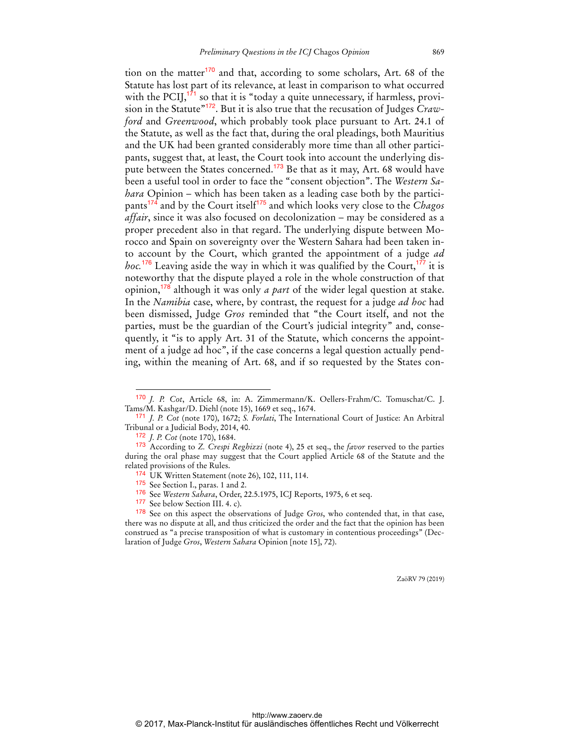tion on the matter[170] and that, according to some scholars, Art. 68 of the Statute has lost part of its relevance, at least in comparison to what occurred with the PCIJ,[171] so that it is "today a quite unnecessary, if harmless, provision in the Statute"[172]. But it is also true that the recusation of Judges *Crawford* and *Greenwood*, which probably took place pursuant to Art. 24.1 of the Statute, as well as the fact that, during the oral pleadings, both Mauritius and the UK had been granted considerably more time than all other participants, suggest that, at least, the Court took into account the underlying dispute between the States concerned.[173] Be that as it may, Art. 68 would have been a useful tool in order to face the "consent objection". The *Western Sahara* Opinion – which has been taken as a leading case both by the participants[174] and by the Court itself[175] and which looks very close to the *Chagos affair*, since it was also focused on decolonization – may be considered as a proper precedent also in that regard. The underlying dispute between Morocco and Spain on sovereignty over the Western Sahara had been taken into account by the Court, which granted the appointment of a judge *ad hoc*.[176] Leaving aside the way in which it was qualified by the Court,[177] it is noteworthy that the dispute played a role in the whole construction of that opinion,[178] although it was only *a part* of the wider legal question at stake. In the *Namibia* case, where, by contrast, the request for a judge *ad hoc* had been dismissed, Judge *Gros* reminded that "the Court itself, and not the parties, must be the guardian of the Court's judicial integrity" and, consequently, it "is to apply Art. 31 of the Statute, which concerns the appointment of a judge ad hoc", if the case concerns a legal question actually pending, within the meaning of Art. 68, and if so requested by the States con-

---

[170] *J. P. Cot*, Article 68, in: A. Zimmermann/K. Oellers-Frahm/C. Tomuschat/C. J. Tams/M. Kashgar/D. Diehl (note 15), 1669 et seq., 1674.

[171] *J. P. Cot* (note 170), 1672; *S. Forlati*, The International Court of Justice: An Arbitral Tribunal or a Judicial Body, 2014, 40.

[172] *J. P. Cot* (note 170), 1684.

[173] According to *Z. Crespi Reghizzi* (note 4), 25 et seq., the *favor* reserved to the parties during the oral phase may suggest that the Court applied Article 68 of the Statute and the related provisions of the Rules.

[174] UK Written Statement (note 26), 102, 111, 114.

[175] See Section I., paras. 1 and 2.

[176] See *Western Sahara*, Order, 22.5.1975, ICJ Reports, 1975, 6 et seq.

[177] See below Section III. 4. c).

[178] See on this aspect the observations of Judge *Gros*, who contended that, in that case, there was no dispute at all, and thus criticized the order and the fact that the opinion has been construed as "a precise transposition of what is customary in contentious proceedings" (Declaration of Judge *Gros*, *Western Sahara* Opinion [note 15], 72).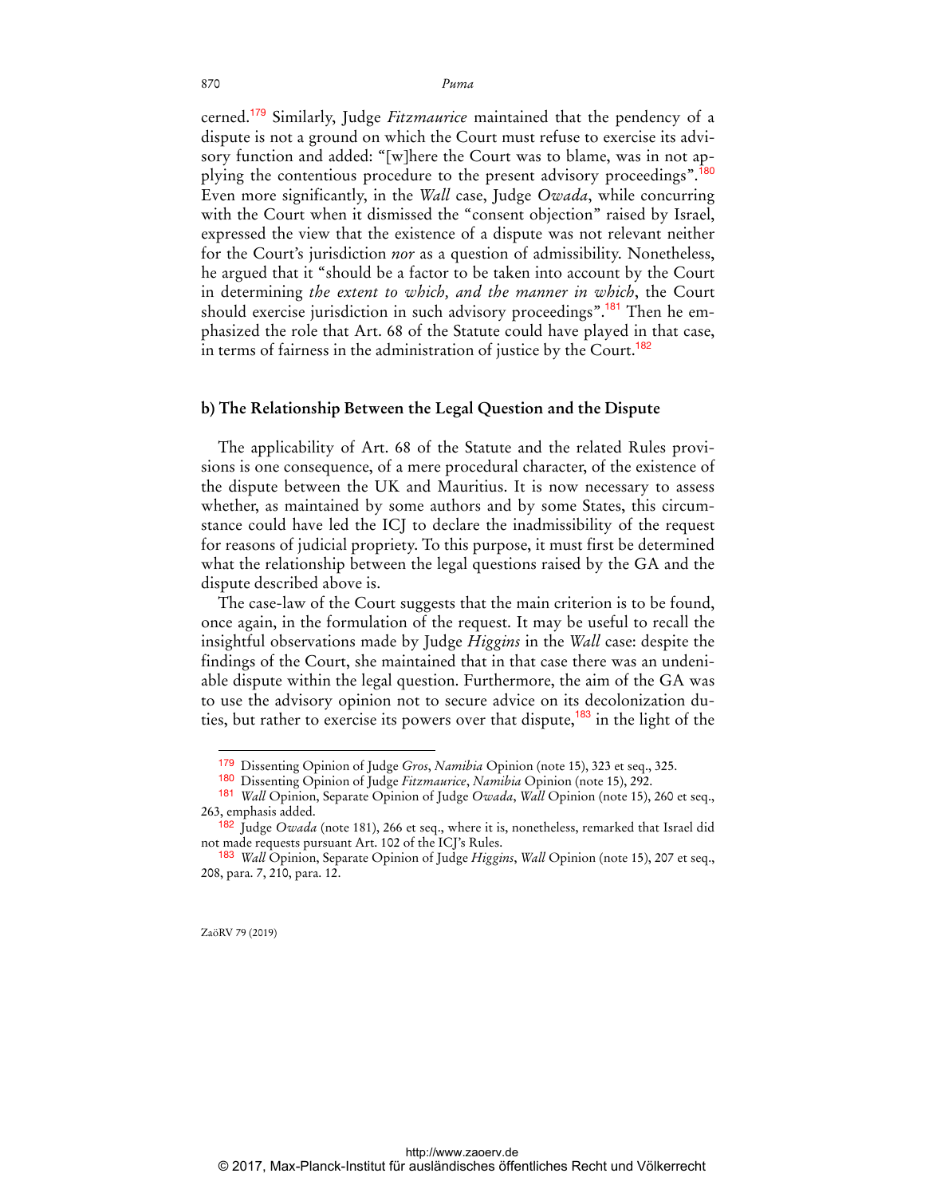cerned.[179] Similarly, Judge *Fitzmaurice* maintained that the pendency of a dispute is not a ground on which the Court must refuse to exercise its advisory function and added: "[w]here the Court was to blame, was in not applying the contentious procedure to the present advisory proceedings".[180] Even more significantly, in the *Wall* case, Judge *Owada*, while concurring with the Court when it dismissed the "consent objection" raised by Israel, expressed the view that the existence of a dispute was not relevant neither for the Court's jurisdiction *nor* as a question of admissibility. Nonetheless, he argued that it "should be a factor to be taken into account by the Court in determining *the extent to which, and the manner in which*, the Court should exercise jurisdiction in such advisory proceedings".[181] Then he emphasized the role that Art. 68 of the Statute could have played in that case, in terms of fairness in the administration of justice by the Court.[182]

### b) The Relationship Between the Legal Question and the Dispute

The applicability of Art. 68 of the Statute and the related Rules provisions is one consequence, of a mere procedural character, of the existence of the dispute between the UK and Mauritius. It is now necessary to assess whether, as maintained by some authors and by some States, this circumstance could have led the ICJ to declare the inadmissibility of the request for reasons of judicial propriety. To this purpose, it must first be determined what the relationship between the legal questions raised by the GA and the dispute described above is.

The case-law of the Court suggests that the main criterion is to be found, once again, in the formulation of the request. It may be useful to recall the insightful observations made by Judge *Higgins* in the *Wall* case: despite the findings of the Court, she maintained that in that case there was an undeniable dispute within the legal question. Furthermore, the aim of the GA was to use the advisory opinion not to secure advice on its decolonization duties, but rather to exercise its powers over that dispute,[183] in the light of the

---

[179] Dissenting Opinion of Judge *Gros*, *Namibia* Opinion (note 15), 323 et seq., 325.

[180] Dissenting Opinion of Judge *Fitzmaurice*, *Namibia* Opinion (note 15), 292.

[181] *Wall* Opinion, Separate Opinion of Judge *Owada*, *Wall* Opinion (note 15), 260 et seq., 263, emphasis added.

[182] Judge *Owada* (note 181), 266 et seq., where it is, nonetheless, remarked that Israel did not made requests pursuant Art. 102 of the ICJ's Rules.

[183] *Wall* Opinion, Separate Opinion of Judge *Higgins*, *Wall* Opinion (note 15), 207 et seq., 208, para. 7, 210, para. 12.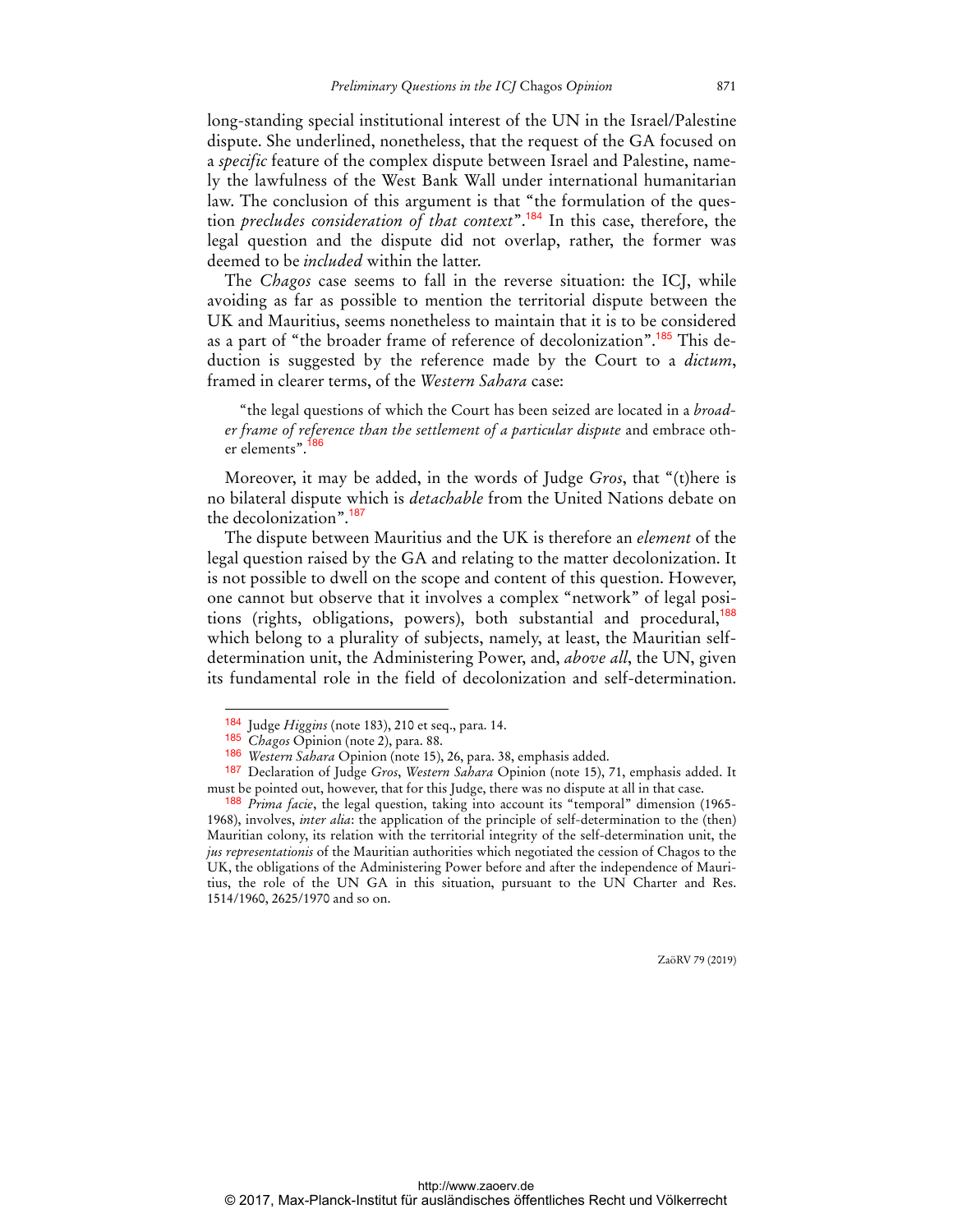long-standing special institutional interest of the UN in the Israel/Palestine dispute. She underlined, nonetheless, that the request of the GA focused on a *specific* feature of the complex dispute between Israel and Palestine, namely the lawfulness of the West Bank Wall under international humanitarian law. The conclusion of this argument is that "the formulation of the question *precludes consideration of that context*".[184] In this case, therefore, the legal question and the dispute did not overlap, rather, the former was deemed to be *included* within the latter.

The *Chagos* case seems to fall in the reverse situation: the ICJ, while avoiding as far as possible to mention the territorial dispute between the UK and Mauritius, seems nonetheless to maintain that it is to be considered as a part of "the broader frame of reference of decolonization".[185] This deduction is suggested by the reference made by the Court to a *dictum*, framed in clearer terms, of the *Western Sahara* case:

> "the legal questions of which the Court has been seized are located in a *broader frame of reference than the settlement of a particular dispute* and embrace other elements".[186]

Moreover, it may be added, in the words of Judge *Gros*, that "(t)here is no bilateral dispute which is *detachable* from the United Nations debate on the decolonization".[187]

The dispute between Mauritius and the UK is therefore an *element* of the legal question raised by the GA and relating to the matter decolonization. It is not possible to dwell on the scope and content of this question. However, one cannot but observe that it involves a complex "network" of legal positions (rights, obligations, powers), both substantial and procedural,[188] which belong to a plurality of subjects, namely, at least, the Mauritian self-determination unit, the Administering Power, and, *above all*, the UN, given its fundamental role in the field of decolonization and self-determination.

---

[184] Judge *Higgins* (note 183), 210 et seq., para. 14.

[185] *Chagos* Opinion (note 2), para. 88.

[186] *Western Sahara* Opinion (note 15), 26, para. 38, emphasis added.

[187] Declaration of Judge *Gros*, *Western Sahara* Opinion (note 15), 71, emphasis added. It must be pointed out, however, that for this Judge, there was no dispute at all in that case.

[188] *Prima facie*, the legal question, taking into account its "temporal" dimension (1965-1968), involves, *inter alia*: the application of the principle of self-determination to the (then) Mauritian colony, its relation with the territorial integrity of the self-determination unit, the *jus representationis* of the Mauritian authorities which negotiated the cession of Chagos to the UK, the obligations of the Administering Power before and after the independence of Mauritius, the role of the UN GA in this situation, pursuant to the UN Charter and Res. 1514/1960, 2625/1970 and so on.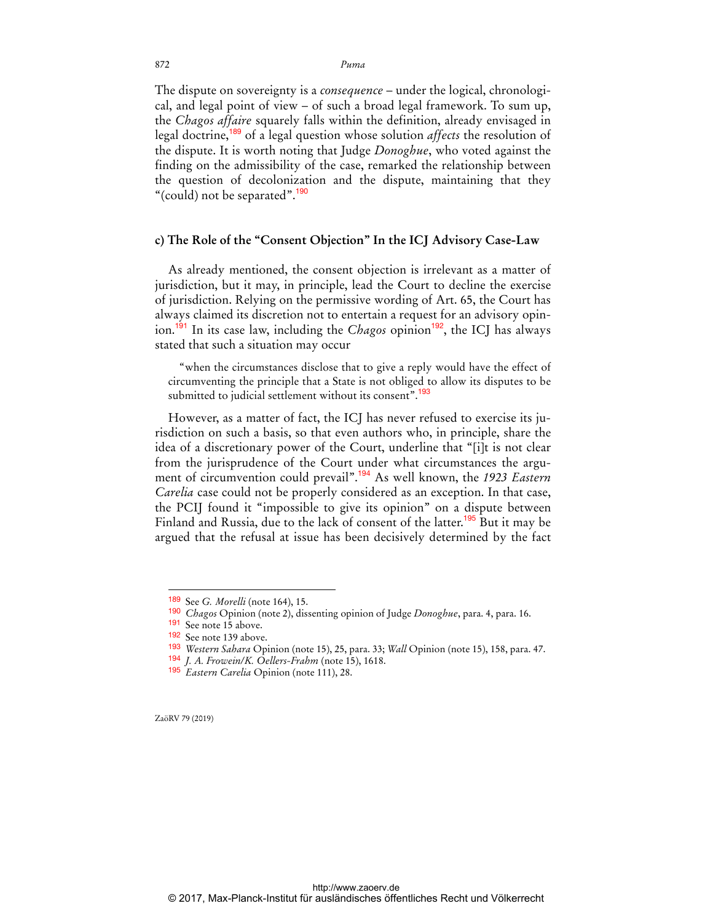The dispute on sovereignty is a *consequence* – under the logical, chronological, and legal point of view – of such a broad legal framework. To sum up, the *Chagos affaire* squarely falls within the definition, already envisaged in legal doctrine,[189] of a legal question whose solution *affects* the resolution of the dispute. It is worth noting that Judge *Donoghue*, who voted against the finding on the admissibility of the case, remarked the relationship between the question of decolonization and the dispute, maintaining that they "(could) not be separated".[190]

### c) The Role of the "Consent Objection" In the ICJ Advisory Case-Law

As already mentioned, the consent objection is irrelevant as a matter of jurisdiction, but it may, in principle, lead the Court to decline the exercise of jurisdiction. Relying on the permissive wording of Art. 65, the Court has always claimed its discretion not to entertain a request for an advisory opinion.[191] In its case law, including the *Chagos* opinion[192], the ICJ has always stated that such a situation may occur

> "when the circumstances disclose that to give a reply would have the effect of circumventing the principle that a State is not obliged to allow its disputes to be submitted to judicial settlement without its consent".[193]

However, as a matter of fact, the ICJ has never refused to exercise its jurisdiction on such a basis, so that even authors who, in principle, share the idea of a discretionary power of the Court, underline that "[i]t is not clear from the jurisprudence of the Court under what circumstances the argument of circumvention could prevail".[194] As well known, the *1923 Eastern Carelia* case could not be properly considered as an exception. In that case, the PCIJ found it "impossible to give its opinion" on a dispute between Finland and Russia, due to the lack of consent of the latter.[195] But it may be argued that the refusal at issue has been decisively determined by the fact

---

[189] See *G. Morelli* (note 164), 15.

[190] *Chagos* Opinion (note 2), dissenting opinion of Judge *Donoghue*, para. 4, para. 16.

[191] See note 15 above.

[192] See note 139 above.

[193] *Western Sahara* Opinion (note 15), 25, para. 33; *Wall* Opinion (note 15), 158, para. 47.

[194] *J. A. Frowein/K. Oellers-Frahm* (note 15), 1618.

[195] *Eastern Carelia* Opinion (note 111), 28.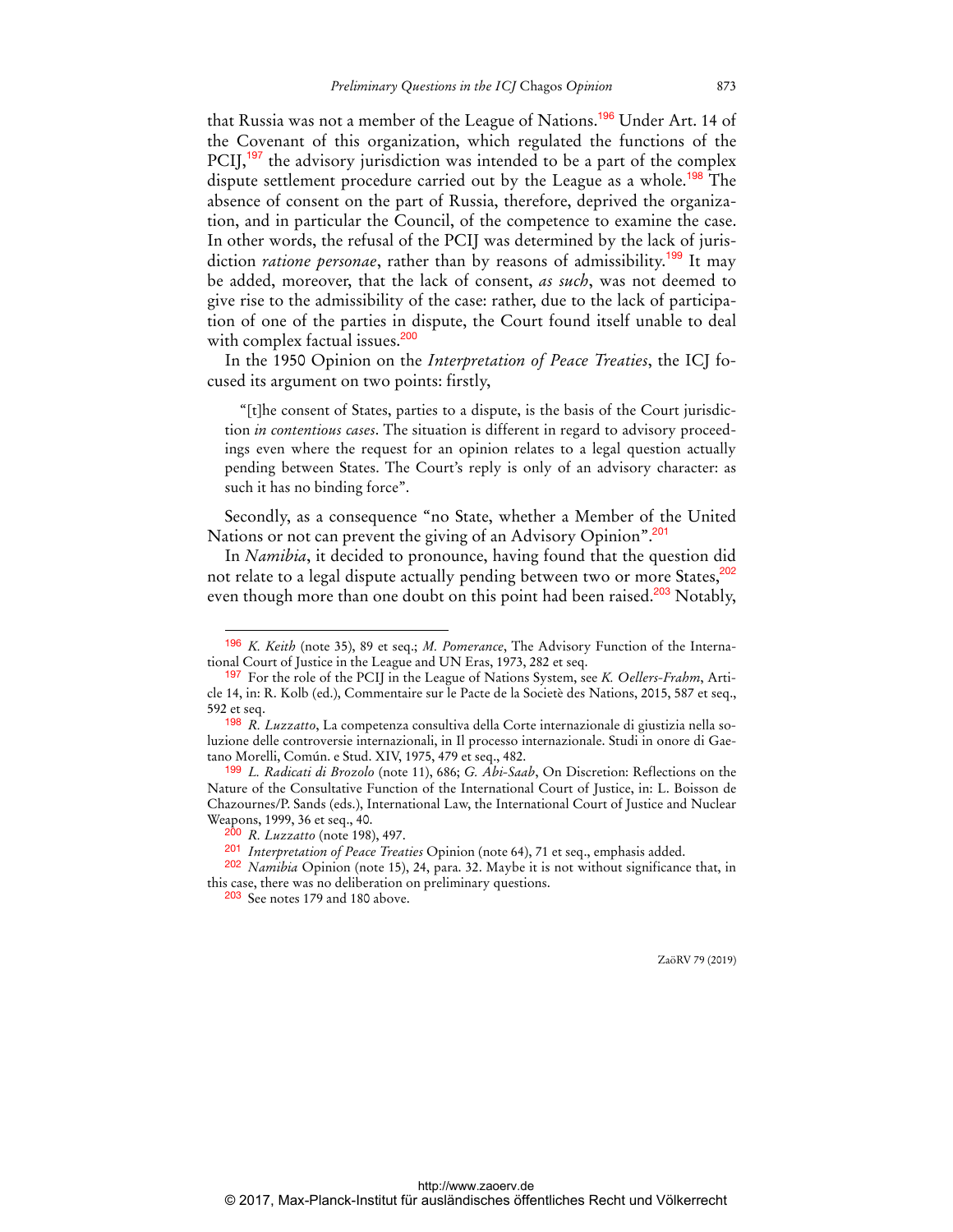that Russia was not a member of the League of Nations.[196] Under Art. 14 of the Covenant of this organization, which regulated the functions of the PCIJ,[197] the advisory jurisdiction was intended to be a part of the complex dispute settlement procedure carried out by the League as a whole.[198] The absence of consent on the part of Russia, therefore, deprived the organization, and in particular the Council, of the competence to examine the case. In other words, the refusal of the PCIJ was determined by the lack of jurisdiction *ratione personae*, rather than by reasons of admissibility.[199] It may be added, moreover, that the lack of consent, *as such*, was not deemed to give rise to the admissibility of the case: rather, due to the lack of participation of one of the parties in dispute, the Court found itself unable to deal with complex factual issues.[200]

In the 1950 Opinion on the *Interpretation of Peace Treaties*, the ICJ focused its argument on two points: firstly,

> "[t]he consent of States, parties to a dispute, is the basis of the Court jurisdiction *in contentious cases*. The situation is different in regard to advisory proceedings even where the request for an opinion relates to a legal question actually pending between States. The Court's reply is only of an advisory character: as such it has no binding force".

Secondly, as a consequence "no State, whether a Member of the United Nations or not can prevent the giving of an Advisory Opinion".[201]

In *Namibia*, it decided to pronounce, having found that the question did not relate to a legal dispute actually pending between two or more States,[202] even though more than one doubt on this point had been raised.[203] Notably,

---

[196] *K. Keith* (note 35), 89 et seq.; *M. Pomerance*, The Advisory Function of the International Court of Justice in the League and UN Eras, 1973, 282 et seq.

[197] For the role of the PCIJ in the League of Nations System, see *K. Oellers-Frahm*, Article 14, in: R. Kolb (ed.), Commentaire sur le Pacte de la Societè des Nations, 2015, 587 et seq., 592 et seq.

[198] *R. Luzzatto*, La competenza consultiva della Corte internazionale di giustizia nella soluzione delle controversie internazionali, in Il processo internazionale. Studi in onore di Gaetano Morelli, Común. e Stud. XIV, 1975, 479 et seq., 482.

[199] *L. Radicati di Brozolo* (note 11), 686; *G. Abi-Saab*, On Discretion: Reflections on the Nature of the Consultative Function of the International Court of Justice, in: L. Boisson de Chazournes/P. Sands (eds.), International Law, the International Court of Justice and Nuclear Weapons, 1999, 36 et seq., 40.

[200] *R. Luzzatto* (note 198), 497.

[201] *Interpretation of Peace Treaties* Opinion (note 64), 71 et seq., emphasis added.

[202] *Namibia* Opinion (note 15), 24, para. 32. Maybe it is not without significance that, in this case, there was no deliberation on preliminary questions.

[203] See notes 179 and 180 above.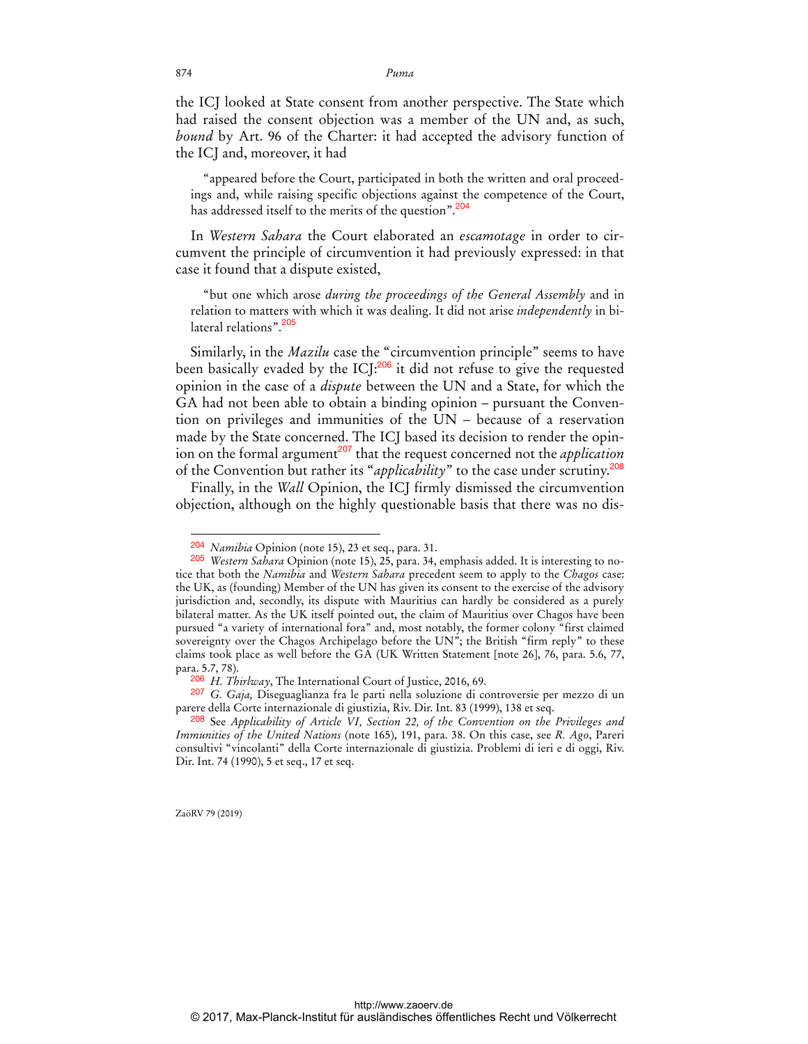the ICJ looked at State consent from another perspective. The State which had raised the consent objection was a member of the UN and, as such, *bound* by Art. 96 of the Charter: it had accepted the advisory function of the ICJ and, moreover, it had

> "appeared before the Court, participated in both the written and oral proceedings and, while raising specific objections against the competence of the Court, has addressed itself to the merits of the question".[204]

In *Western Sahara* the Court elaborated an *escamotage* in order to circumvent the principle of circumvention it had previously expressed: in that case it found that a dispute existed,

> "but one which arose *during the proceedings of the General Assembly* and in relation to matters with which it was dealing. It did not arise *independently* in bilateral relations".[205]

Similarly, in the *Mazilu* case the "circumvention principle" seems to have been basically evaded by the ICJ:[206] it did not refuse to give the requested opinion in the case of a *dispute* between the UN and a State, for which the GA had not been able to obtain a binding opinion – pursuant the Convention on privileges and immunities of the UN – because of a reservation made by the State concerned. The ICJ based its decision to render the opinion on the formal argument[207] that the request concerned not the *application* of the Convention but rather its "*applicability*" to the case under scrutiny.[208]

Finally, in the *Wall* Opinion, the ICJ firmly dismissed the circumvention objection, although on the highly questionable basis that there was no dis-

---

[204] *Namibia* Opinion (note 15), 23 et seq., para. 31.

[205] *Western Sahara* Opinion (note 15), 25, para. 34, emphasis added. It is interesting to notice that both the *Namibia* and *Western Sahara* precedent seem to apply to the *Chagos* case: the UK, as (founding) Member of the UN has given its consent to the exercise of the advisory jurisdiction and, secondly, its dispute with Mauritius can hardly be considered as a purely bilateral matter. As the UK itself pointed out, the claim of Mauritius over Chagos have been pursued "a variety of international fora" and, most notably, the former colony "first claimed sovereignty over the Chagos Archipelago before the UN"; the British "firm reply" to these claims took place as well before the GA (UK Written Statement [note 26], 76, para. 5.6, 77, para. 5.7, 78).

[206] *H. Thirlway*, The International Court of Justice, 2016, 69.

[207] *G. Gaja,* Diseguaglianza fra le parti nella soluzione di controversie per mezzo di un parere della Corte internazionale di giustizia, Riv. Dir. Int. 83 (1999), 138 et seq.

[208] See *Applicability of Article VI, Section 22, of the Convention on the Privileges and Immunities of the United Nations* (note 165), 191, para. 38. On this case, see *R. Ago*, Pareri consultivi "vincolanti" della Corte internazionale di giustizia. Problemi di ieri e di oggi, Riv. Dir. Int. 74 (1990), 5 et seq., 17 et seq.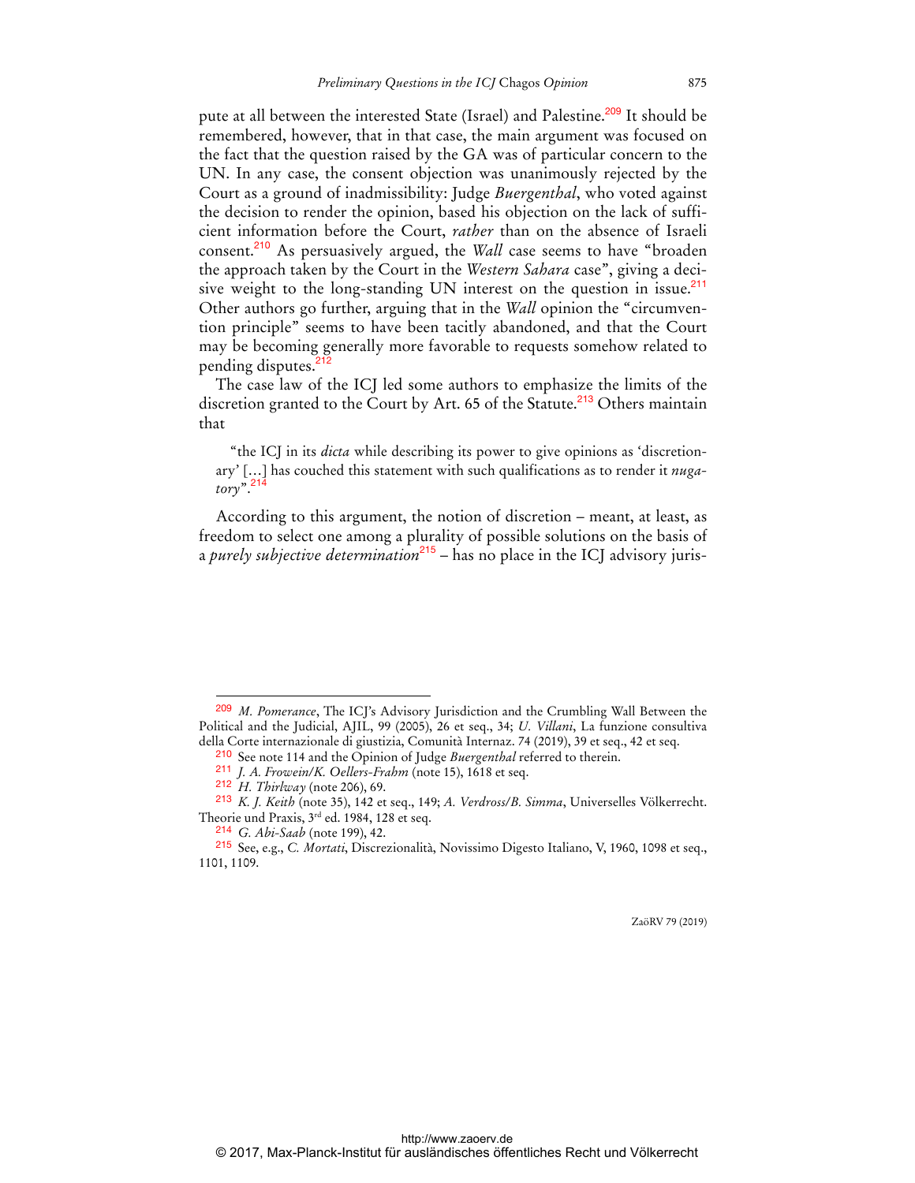pute at all between the interested State (Israel) and Palestine.[209] It should be remembered, however, that in that case, the main argument was focused on the fact that the question raised by the GA was of particular concern to the UN. In any case, the consent objection was unanimously rejected by the Court as a ground of inadmissibility: Judge *Buergenthal*, who voted against the decision to render the opinion, based his objection on the lack of sufficient information before the Court, *rather* than on the absence of Israeli consent.[210] As persuasively argued, the *Wall* case seems to have "broaden the approach taken by the Court in the *Western Sahara* case", giving a decisive weight to the long-standing UN interest on the question in issue.[211] Other authors go further, arguing that in the *Wall* opinion the "circumvention principle" seems to have been tacitly abandoned, and that the Court may be becoming generally more favorable to requests somehow related to pending disputes.[212]

The case law of the ICJ led some authors to emphasize the limits of the discretion granted to the Court by Art. 65 of the Statute.[213] Others maintain that

> "the ICJ in its *dicta* while describing its power to give opinions as 'discretionary' [...] has couched this statement with such qualifications as to render it *nugatory*".[214]

According to this argument, the notion of discretion – meant, at least, as freedom to select one among a plurality of possible solutions on the basis of a *purely subjective determination*[215] – has no place in the ICJ advisory juris-

---

[209] *M. Pomerance*, The ICJ's Advisory Jurisdiction and the Crumbling Wall Between the Political and the Judicial, AJIL, 99 (2005), 26 et seq., 34; *U. Villani*, La funzione consultiva della Corte internazionale di giustizia, Comunità Internaz. 74 (2019), 39 et seq., 42 et seq.

[210] See note 114 and the Opinion of Judge *Buergenthal* referred to therein.

[211] *J. A. Frowein/K. Oellers-Frahm* (note 15), 1618 et seq.

[212] *H. Thirlway* (note 206), 69.

[213] *K. J. Keith* (note 35), 142 et seq., 149; *A. Verdross/B. Simma*, Universelles Völkerrecht. Theorie und Praxis, 3rd ed. 1984, 128 et seq.

[214] *G. Abi-Saab* (note 199), 42.

[215] See, e.g., *C. Mortati*, Discrezionalità, Novissimo Digesto Italiano, V, 1960, 1098 et seq., 1101, 1109.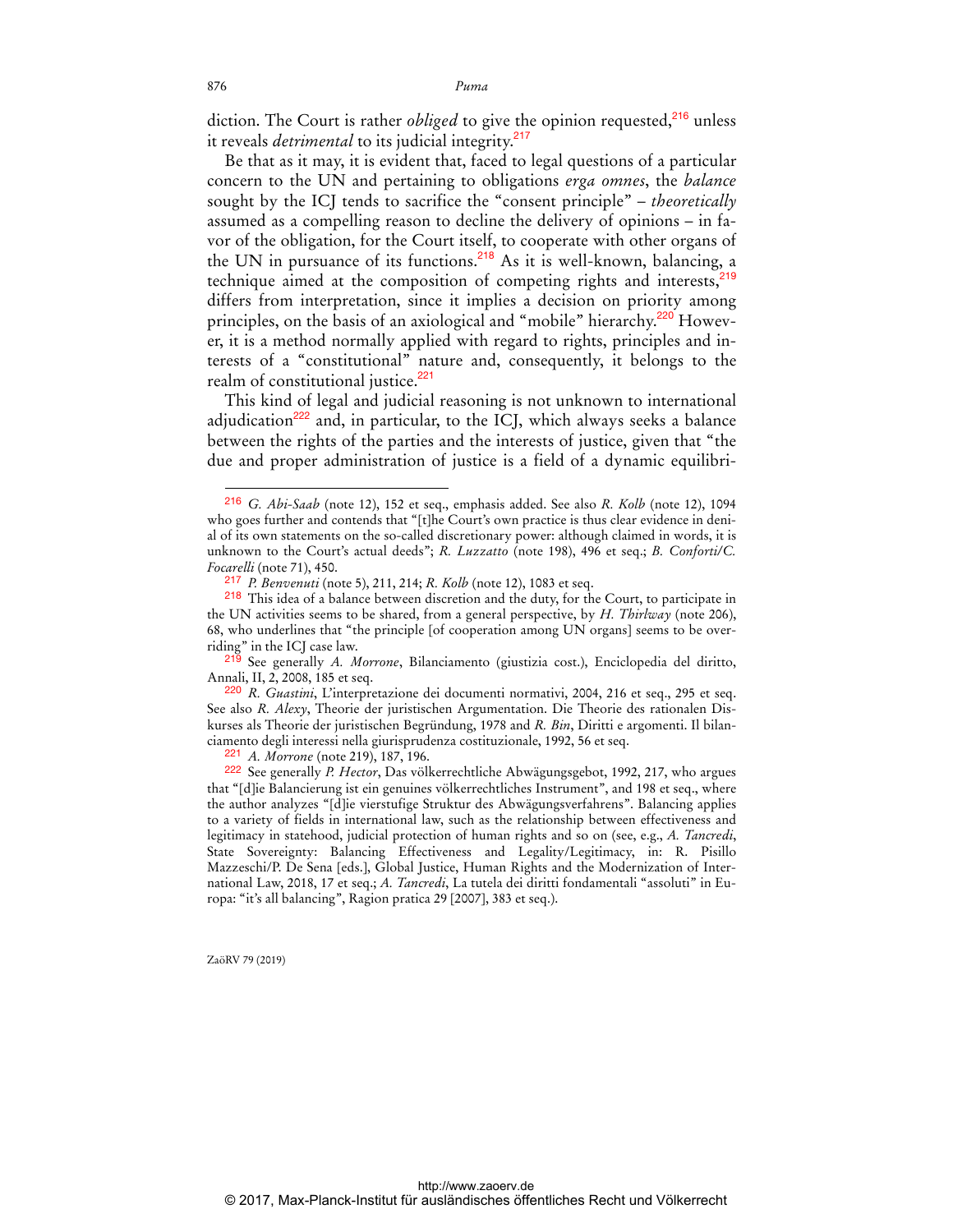diction. The Court is rather *obliged* to give the opinion requested,[216] unless it reveals *detrimental* to its judicial integrity.[217]

Be that as it may, it is evident that, faced to legal questions of a particular concern to the UN and pertaining to obligations *erga omnes*, the *balance* sought by the ICJ tends to sacrifice the "consent principle" – *theoretically* assumed as a compelling reason to decline the delivery of opinions – in favor of the obligation, for the Court itself, to cooperate with other organs of the UN in pursuance of its functions.[218] As it is well-known, balancing, a technique aimed at the composition of competing rights and interests,[219] differs from interpretation, since it implies a decision on priority among principles, on the basis of an axiological and "mobile" hierarchy.[220] However, it is a method normally applied with regard to rights, principles and interests of a "constitutional" nature and, consequently, it belongs to the realm of constitutional justice.[221]

This kind of legal and judicial reasoning is not unknown to international adjudication[222] and, in particular, to the ICJ, which always seeks a balance between the rights of the parties and the interests of justice, given that "the due and proper administration of justice is a field of a dynamic equilibri-

---

[216] *G. Abi-Saab* (note 12), 152 et seq., emphasis added. See also *R. Kolb* (note 12), 1094 who goes further and contends that "[t]he Court's own practice is thus clear evidence in denial of its own statements on the so-called discretionary power: although claimed in words, it is unknown to the Court's actual deeds"; *R. Luzzatto* (note 198), 496 et seq.; *B. Conforti/C. Focarelli* (note 71), 450.

[217] *P. Benvenuti* (note 5), 211, 214; *R. Kolb* (note 12), 1083 et seq.

[218] This idea of a balance between discretion and the duty, for the Court, to participate in the UN activities seems to be shared, from a general perspective, by *H. Thirlway* (note 206), 68, who underlines that "the principle [of cooperation among UN organs] seems to be overriding" in the ICJ case law.

[219] See generally *A. Morrone*, Bilanciamento (giustizia cost.), Enciclopedia del diritto, Annali, II, 2, 2008, 185 et seq.

[220] *R. Guastini*, L'interpretazione dei documenti normativi, 2004, 216 et seq., 295 et seq. See also *R. Alexy*, Theorie der juristischen Argumentation. Die Theorie des rationalen Diskurses als Theorie der juristischen Begründung, 1978 and *R. Bin*, Diritti e argomenti. Il bilanciamento degli interessi nella giurisprudenza costituzionale, 1992, 56 et seq.

[221] *A. Morrone* (note 219), 187, 196.

[222] See generally *P. Hector*, Das völkerrechtliche Abwägungsgebot, 1992, 217, who argues that "[d]ie Balancierung ist ein genuines völkerrechtliches Instrument", and 198 et seq., where the author analyzes "[d]ie vierstufige Struktur des Abwägungsverfahrens". Balancing applies to a variety of fields in international law, such as the relationship between effectiveness and legitimacy in statehood, judicial protection of human rights and so on (see, e.g., *A. Tancredi*, State Sovereignty: Balancing Effectiveness and Legality/Legitimacy, in: R. Pisillo Mazzeschi/P. De Sena [eds.], Global Justice, Human Rights and the Modernization of International Law, 2018, 17 et seq.; *A. Tancredi*, La tutela dei diritti fondamentali "assoluti" in Europa: "it's all balancing", Ragion pratica 29 [2007], 383 et seq.).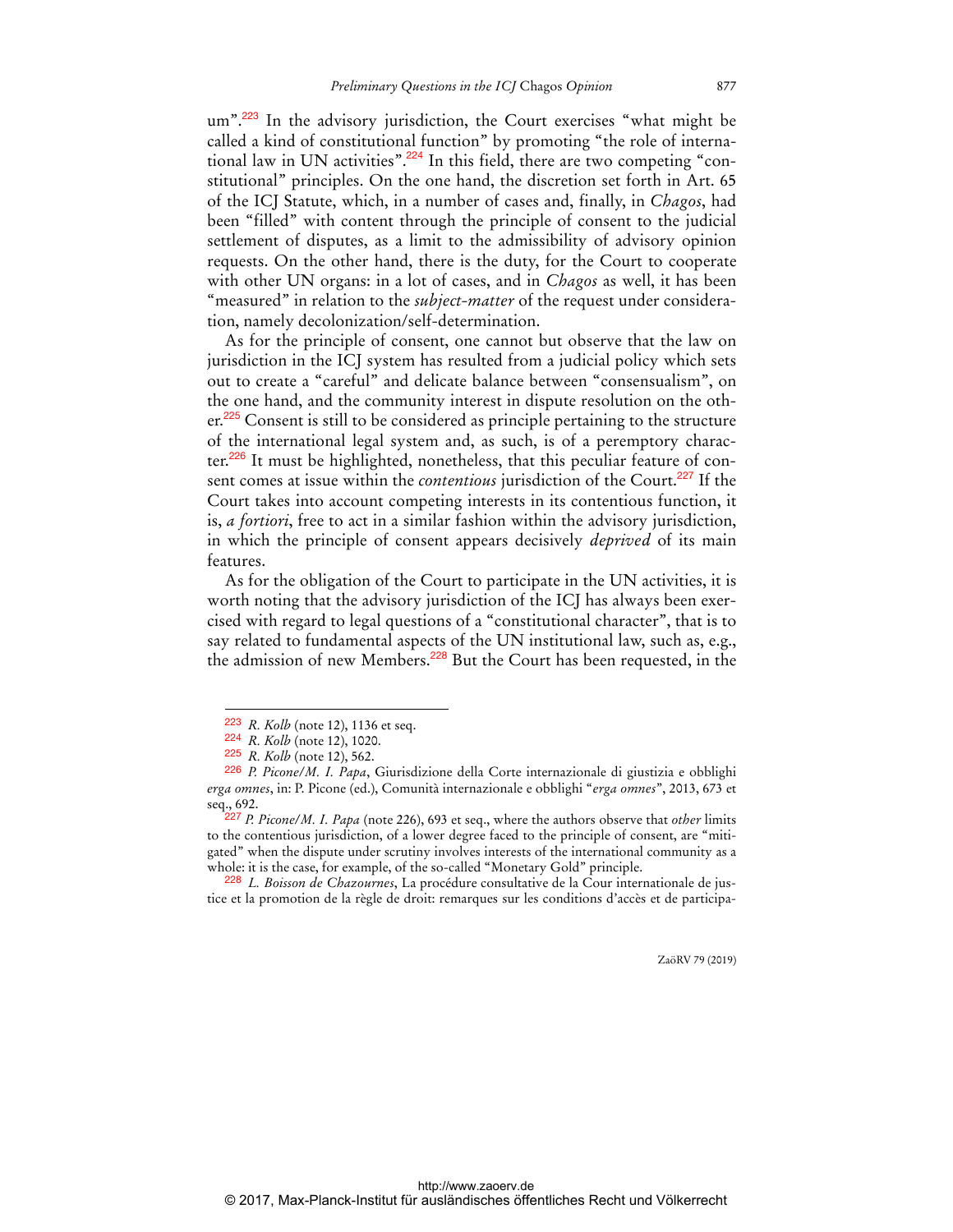um".[223] In the advisory jurisdiction, the Court exercises "what might be called a kind of constitutional function" by promoting "the role of international law in UN activities".[224] In this field, there are two competing "constitutional" principles. On the one hand, the discretion set forth in Art. 65 of the ICJ Statute, which, in a number of cases and, finally, in *Chagos*, had been "filled" with content through the principle of consent to the judicial settlement of disputes, as a limit to the admissibility of advisory opinion requests. On the other hand, there is the duty, for the Court to cooperate with other UN organs: in a lot of cases, and in *Chagos* as well, it has been "measured" in relation to the *subject-matter* of the request under consideration, namely decolonization/self-determination.

As for the principle of consent, one cannot but observe that the law on jurisdiction in the ICJ system has resulted from a judicial policy which sets out to create a "careful" and delicate balance between "consensualism", on the one hand, and the community interest in dispute resolution on the other.[225] Consent is still to be considered as principle pertaining to the structure of the international legal system and, as such, is of a peremptory character.[226] It must be highlighted, nonetheless, that this peculiar feature of consent comes at issue within the *contentious* jurisdiction of the Court.[227] If the Court takes into account competing interests in its contentious function, it is, *a fortiori*, free to act in a similar fashion within the advisory jurisdiction, in which the principle of consent appears decisively *deprived* of its main features.

As for the obligation of the Court to participate in the UN activities, it is worth noting that the advisory jurisdiction of the ICJ has always been exercised with regard to legal questions of a "constitutional character", that is to say related to fundamental aspects of the UN institutional law, such as, e.g., the admission of new Members.[228] But the Court has been requested, in the

---

[223] *R. Kolb* (note 12), 1136 et seq.

[224] *R. Kolb* (note 12), 1020.

[225] *R. Kolb* (note 12), 562.

[226] *P. Picone/M. I. Papa*, Giurisdizione della Corte internazionale di giustizia e obblighi *erga omnes*, in: P. Picone (ed.), Comunità internazionale e obblighi "*erga omnes*", 2013, 673 et seq., 692.

[227] *P. Picone/M. I. Papa* (note 226), 693 et seq., where the authors observe that *other* limits to the contentious jurisdiction, of a lower degree faced to the principle of consent, are "mitigated" when the dispute under scrutiny involves interests of the international community as a whole: it is the case, for example, of the so-called "Monetary Gold" principle.

[228] *L. Boisson de Chazournes*, La procédure consultative de la Cour internationale de justice et la promotion de la règle de droit: remarques sur les conditions d'accès et de participa-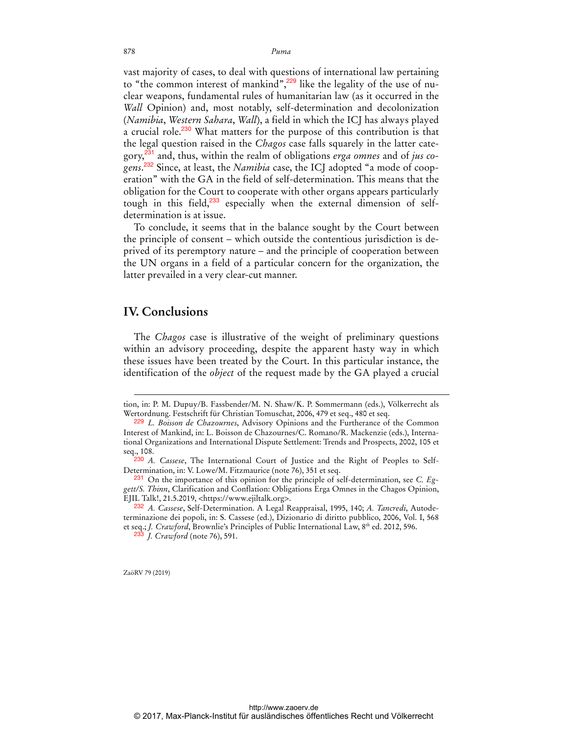vast majority of cases, to deal with questions of international law pertaining to "the common interest of mankind",[229] like the legality of the use of nuclear weapons, fundamental rules of humanitarian law (as it occurred in the *Wall* Opinion) and, most notably, self-determination and decolonization (*Namibia*, *Western Sahara*, *Wall*), a field in which the ICJ has always played a crucial role.[230] What matters for the purpose of this contribution is that the legal question raised in the *Chagos* case falls squarely in the latter category,[231] and, thus, within the realm of obligations *erga omnes* and of *jus cogens*.[232] Since, at least, the *Namibia* case, the ICJ adopted "a mode of cooperation" with the GA in the field of self-determination. This means that the obligation for the Court to cooperate with other organs appears particularly tough in this field,[233] especially when the external dimension of self-determination is at issue.

To conclude, it seems that in the balance sought by the Court between the principle of consent – which outside the contentious jurisdiction is deprived of its peremptory nature – and the principle of cooperation between the UN organs in a field of a particular concern for the organization, the latter prevailed in a very clear-cut manner.

## IV. Conclusions

The *Chagos* case is illustrative of the weight of preliminary questions within an advisory proceeding, despite the apparent hasty way in which these issues have been treated by the Court. In this particular instance, the identification of the *object* of the request made by the GA played a crucial

---

tion, in: P. M. Dupuy/B. Fassbender/M. N. Shaw/K. P. Sommermann (eds.), Völkerrecht als Wertordnung. Festschrift für Christian Tomuschat, 2006, 479 et seq., 480 et seq.

[229] *L. Boisson de Chazournes*, Advisory Opinions and the Furtherance of the Common Interest of Mankind, in: L. Boisson de Chazournes/C. Romano/R. Mackenzie (eds.), International Organizations and International Dispute Settlement: Trends and Prospects, 2002, 105 et seq., 108.

[230] *A. Cassese*, The International Court of Justice and the Right of Peoples to Self-Determination, in: V. Lowe/M. Fitzmaurice (note 76), 351 et seq.

[231] On the importance of this opinion for the principle of self-determination, see *C. Eggett/S. Thinn*, Clarification and Conflation: Obligations Erga Omnes in the Chagos Opinion, EJIL Talk!, 21.5.2019, <https://www.ejiltalk.org>.

[232] *A. Cassese*, Self-Determination. A Legal Reappraisal, 1995, 140; *A. Tancredi*, Autodeterminazione dei popoli, in: S. Cassese (ed.), Dizionario di diritto pubblico, 2006, Vol. I, 568 et seq.; *J. Crawford*, Brownlie's Principles of Public International Law, 8th ed. 2012, 596.

[233] *J. Crawford* (note 76), 591.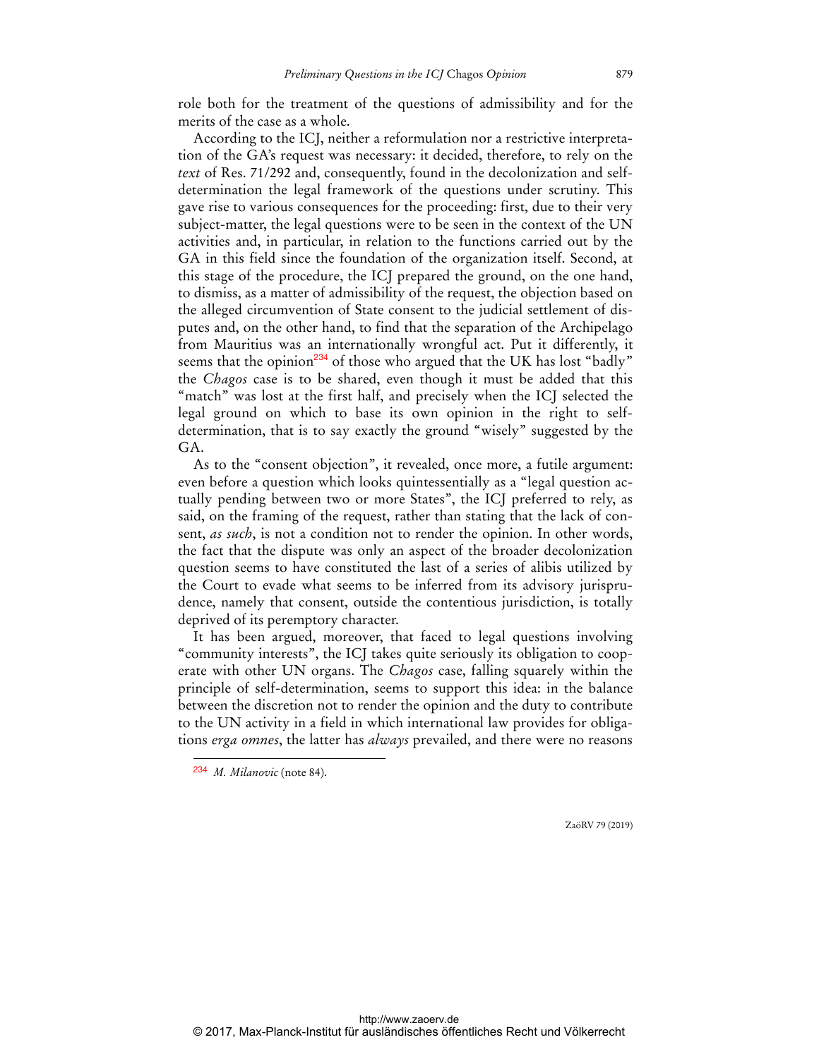role both for the treatment of the questions of admissibility and for the merits of the case as a whole.

According to the ICJ, neither a reformulation nor a restrictive interpretation of the GA's request was necessary: it decided, therefore, to rely on the *text* of Res. 71/292 and, consequently, found in the decolonization and self-determination the legal framework of the questions under scrutiny. This gave rise to various consequences for the proceeding: first, due to their very subject-matter, the legal questions were to be seen in the context of the UN activities and, in particular, in relation to the functions carried out by the GA in this field since the foundation of the organization itself. Second, at this stage of the procedure, the ICJ prepared the ground, on the one hand, to dismiss, as a matter of admissibility of the request, the objection based on the alleged circumvention of State consent to the judicial settlement of disputes and, on the other hand, to find that the separation of the Archipelago from Mauritius was an internationally wrongful act. Put it differently, it seems that the opinion[234] of those who argued that the UK has lost "badly" the *Chagos* case is to be shared, even though it must be added that this "match" was lost at the first half, and precisely when the ICJ selected the legal ground on which to base its own opinion in the right to self-determination, that is to say exactly the ground "wisely" suggested by the GA.

As to the "consent objection", it revealed, once more, a futile argument: even before a question which looks quintessentially as a "legal question actually pending between two or more States", the ICJ preferred to rely, as said, on the framing of the request, rather than stating that the lack of consent, *as such*, is not a condition not to render the opinion. In other words, the fact that the dispute was only an aspect of the broader decolonization question seems to have constituted the last of a series of alibis utilized by the Court to evade what seems to be inferred from its advisory jurisprudence, namely that consent, outside the contentious jurisdiction, is totally deprived of its peremptory character.

It has been argued, moreover, that faced to legal questions involving "community interests", the ICJ takes quite seriously its obligation to cooperate with other UN organs. The *Chagos* case, falling squarely within the principle of self-determination, seems to support this idea: in the balance between the discretion not to render the opinion and the duty to contribute to the UN activity in a field in which international law provides for obligations *erga omnes*, the latter has *always* prevailed, and there were no reasons

---

[234] *M. Milanovic* (note 84).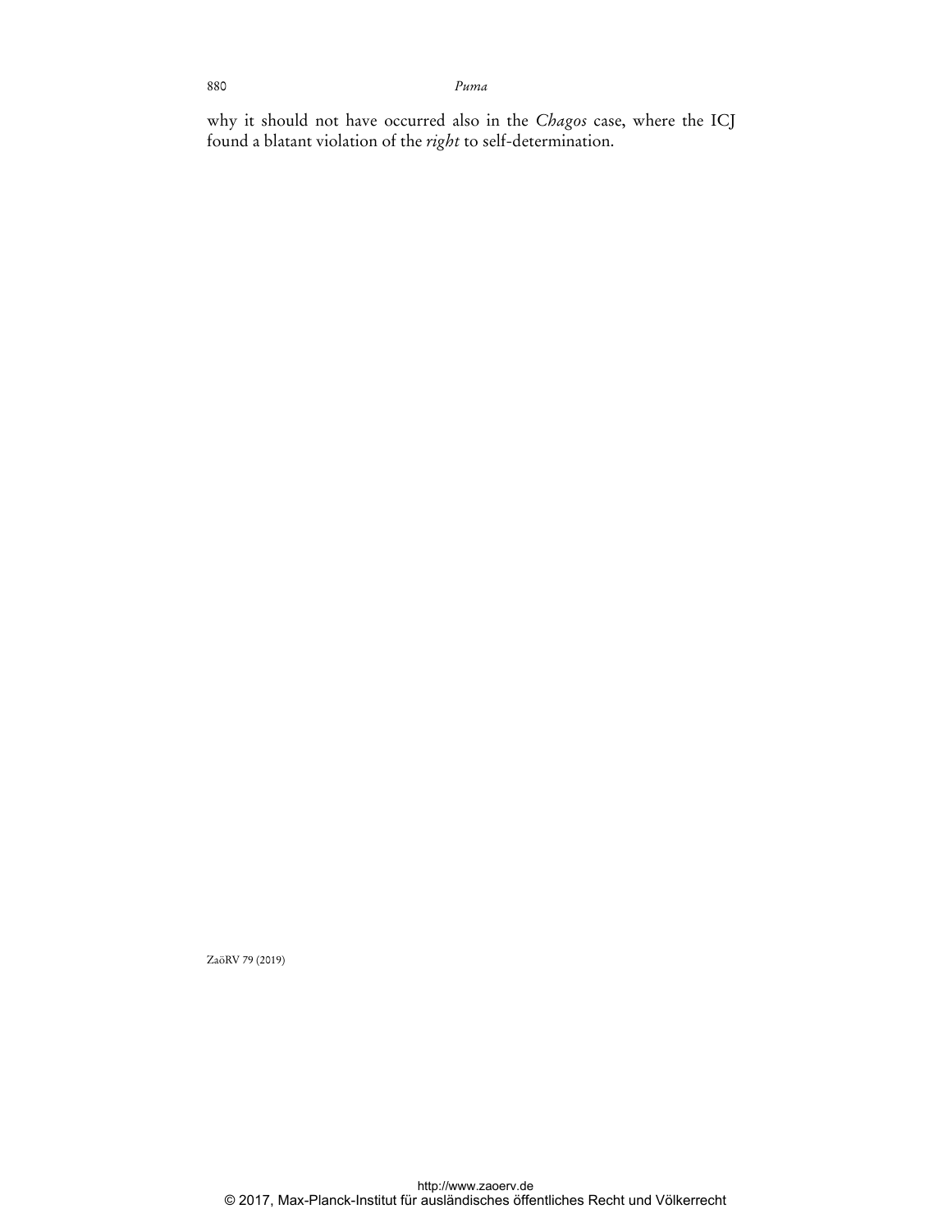why it should not have occurred also in the *Chagos* case, where the ICJ found a blatant violation of the *right* to self-determination.